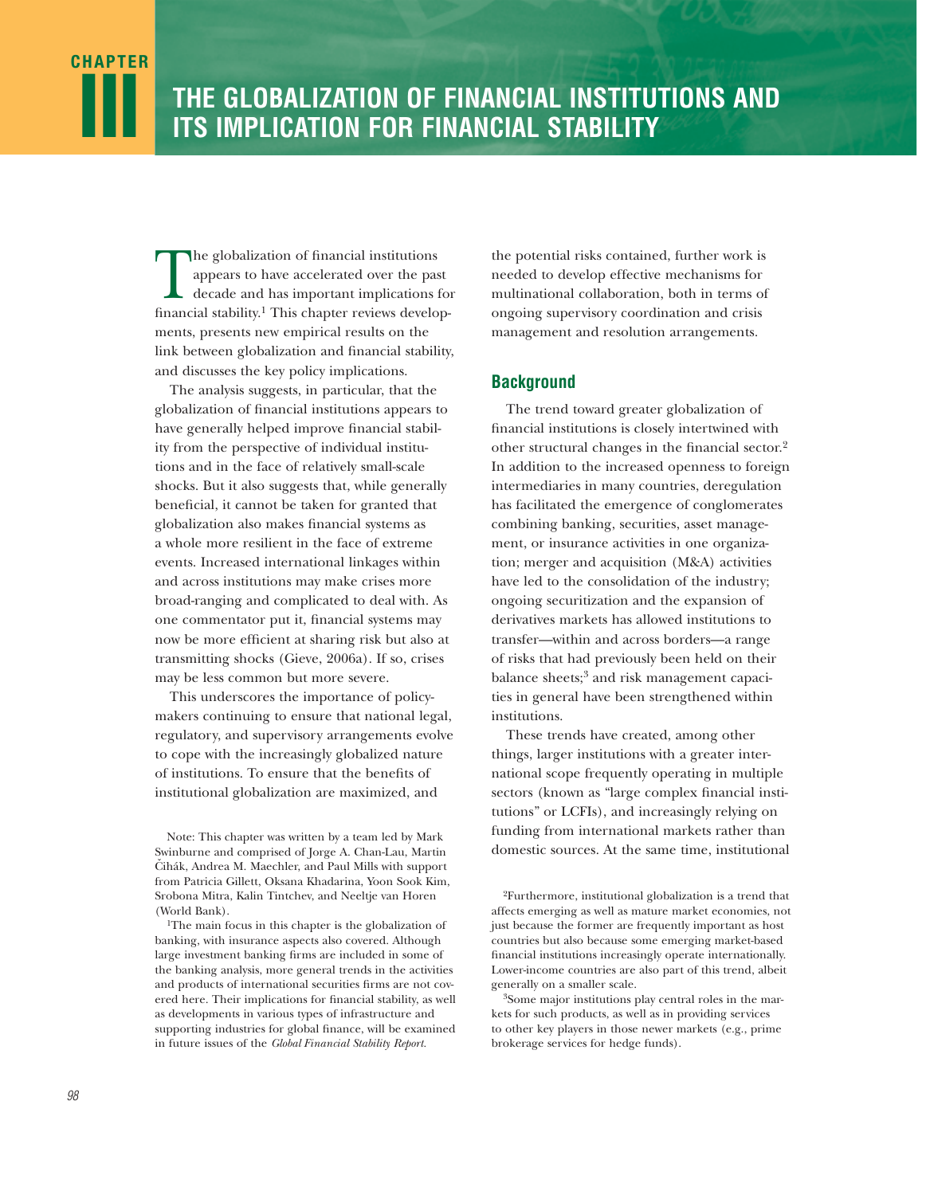# CHAPTER III

# THE GLOBALIZATION OF FINANCIAL INSTITUTIONS AND ITS IMPLICATION FOR FINANCIAL STABILITY

The globalization of financial institutions appears to have accelerated over the past decade and has important implications for financial stability.[1] This chapter reviews developments, presents new empirical results on the link between globalization and financial stability, and discusses the key policy implications.

The analysis suggests, in particular, that the globalization of financial institutions appears to have generally helped improve financial stability from the perspective of individual institutions and in the face of relatively small-scale shocks. But it also suggests that, while generally beneficial, it cannot be taken for granted that globalization also makes financial systems as a whole more resilient in the face of extreme events. Increased international linkages within and across institutions may make crises more broad-ranging and complicated to deal with. As one commentator put it, financial systems may now be more efficient at sharing risk but also at transmitting shocks (Gieve, 2006a). If so, crises may be less common but more severe.

This underscores the importance of policymakers continuing to ensure that national legal, regulatory, and supervisory arrangements evolve to cope with the increasingly globalized nature of institutions. To ensure that the benefits of institutional globalization are maximized, and the potential risks contained, further work is needed to develop effective mechanisms for multinational collaboration, both in terms of ongoing supervisory coordination and crisis management and resolution arrangements.

## Background

The trend toward greater globalization of financial institutions is closely intertwined with other structural changes in the financial sector.[2] In addition to the increased openness to foreign intermediaries in many countries, deregulation has facilitated the emergence of conglomerates combining banking, securities, asset management, or insurance activities in one organization; merger and acquisition (M&A) activities have led to the consolidation of the industry; ongoing securitization and the expansion of derivatives markets has allowed institutions to transfer—within and across borders—a range of risks that had previously been held on their balance sheets;[3] and risk management capacities in general have been strengthened within institutions.

These trends have created, among other things, larger institutions with a greater international scope frequently operating in multiple sectors (known as "large complex financial institutions" or LCFIs), and increasingly relying on funding from international markets rather than domestic sources. At the same time, institutional

---

Note: This chapter was written by a team led by Mark Swinburne and comprised of Jorge A. Chan-Lau, Martin Čihák, Andrea M. Maechler, and Paul Mills with support from Patricia Gillett, Oksana Khadarina, Yoon Sook Kim, Srobona Mitra, Kalin Tintchev, and Neeltje van Horen (World Bank).

[1]The main focus in this chapter is the globalization of banking, with insurance aspects also covered. Although large investment banking firms are included in some of the banking analysis, more general trends in the activities and products of international securities firms are not covered here. Their implications for financial stability, as well as developments in various types of infrastructure and supporting industries for global finance, will be examined in future issues of the *Global Financial Stability Report*.

[2]Furthermore, institutional globalization is a trend that affects emerging as well as mature market economies, not just because the former are frequently important as host countries but also because some emerging market-based financial institutions increasingly operate internationally. Lower-income countries are also part of this trend, albeit generally on a smaller scale.

[3]Some major institutions play central roles in the markets for such products, as well as in providing services to other key players in those newer markets (e.g., prime brokerage services for hedge funds).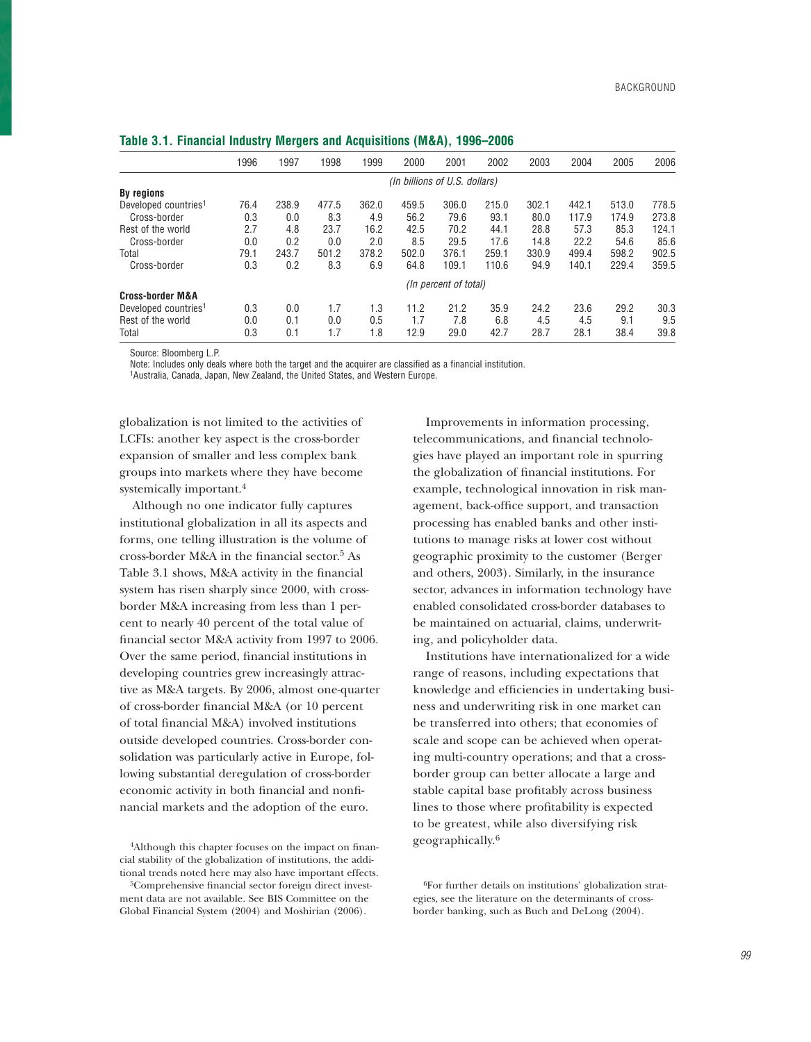**Table 3.1. Financial Industry Mergers and Acquisitions (M&A), 1996–2006**

| | 1996 | 1997 | 1998 | 1999 | 2000 | 2001 | 2002 | 2003 | 2004 | 2005 | 2006 |
|---|---|---|---|---|---|---|---|---|---|---|---|
| | *(In billions of U.S. dollars)* | | | | | | | | | | |
| **By regions** | | | | | | | | | | | |
| Developed countries[1] | 76.4 | 238.9 | 477.5 | 362.0 | 459.5 | 306.0 | 215.0 | 302.1 | 442.1 | 513.0 | 778.5 |
| Cross-border | 0.3 | 0.0 | 8.3 | 4.9 | 56.2 | 79.6 | 93.1 | 80.0 | 117.9 | 174.9 | 273.8 |
| Rest of the world | 2.7 | 4.8 | 23.7 | 16.2 | 42.5 | 70.2 | 44.1 | 28.8 | 57.3 | 85.3 | 124.1 |
| Cross-border | 0.0 | 0.2 | 0.0 | 2.0 | 8.5 | 29.5 | 17.6 | 14.8 | 22.2 | 54.6 | 85.6 |
| Total | 79.1 | 243.7 | 501.2 | 378.2 | 502.0 | 376.1 | 259.1 | 330.9 | 499.4 | 598.2 | 902.5 |
| Cross-border | 0.3 | 0.2 | 8.3 | 6.9 | 64.8 | 109.1 | 110.6 | 94.9 | 140.1 | 229.4 | 359.5 |
| | *(In percent of total)* | | | | | | | | | | |
| **Cross-border M&A** | | | | | | | | | | | |
| Developed countries[1] | 0.3 | 0.0 | 1.7 | 1.3 | 11.2 | 21.2 | 35.9 | 24.2 | 23.6 | 29.2 | 30.3 |
| Rest of the world | 0.0 | 0.1 | 0.0 | 0.5 | 1.7 | 7.8 | 6.8 | 4.5 | 4.5 | 9.1 | 9.5 |
| Total | 0.3 | 0.1 | 1.7 | 1.8 | 12.9 | 29.0 | 42.7 | 28.7 | 28.1 | 38.4 | 39.8 |

Source: Bloomberg L.P.

Note: Includes only deals where both the target and the acquirer are classified as a financial institution.

[1]Australia, Canada, Japan, New Zealand, the United States, and Western Europe.

globalization is not limited to the activities of LCFIs: another key aspect is the cross-border expansion of smaller and less complex bank groups into markets where they have become systemically important.[4]

Although no one indicator fully captures institutional globalization in all its aspects and forms, one telling illustration is the volume of cross-border M&A in the financial sector.[5] As Table 3.1 shows, M&A activity in the financial system has risen sharply since 2000, with cross-border M&A increasing from less than 1 percent to nearly 40 percent of the total value of financial sector M&A activity from 1997 to 2006. Over the same period, financial institutions in developing countries grew increasingly attractive as M&A targets. By 2006, almost one-quarter of cross-border financial M&A (or 10 percent of total financial M&A) involved institutions outside developed countries. Cross-border consolidation was particularly active in Europe, following substantial deregulation of cross-border economic activity in both financial and nonfinancial markets and the adoption of the euro.

Improvements in information processing, telecommunications, and financial technologies have played an important role in spurring the globalization of financial institutions. For example, technological innovation in risk management, back-office support, and transaction processing has enabled banks and other institutions to manage risks at lower cost without geographic proximity to the customer (Berger and others, 2003). Similarly, in the insurance sector, advances in information technology have enabled consolidated cross-border databases to be maintained on actuarial, claims, underwriting, and policyholder data.

Institutions have internationalized for a wide range of reasons, including expectations that knowledge and efficiencies in undertaking business and underwriting risk in one market can be transferred into others; that economies of scale and scope can be achieved when operating multi-country operations; and that a cross-border group can better allocate a large and stable capital base profitably across business lines to those where profitability is expected to be greatest, while also diversifying risk geographically.[6]

[4]Although this chapter focuses on the impact on financial stability of the globalization of institutions, the additional trends noted here may also have important effects.

[5]Comprehensive financial sector foreign direct investment data are not available. See BIS Committee on the Global Financial System (2004) and Moshirian (2006).

[6]For further details on institutions' globalization strategies, see the literature on the determinants of cross-border banking, such as Buch and DeLong (2004).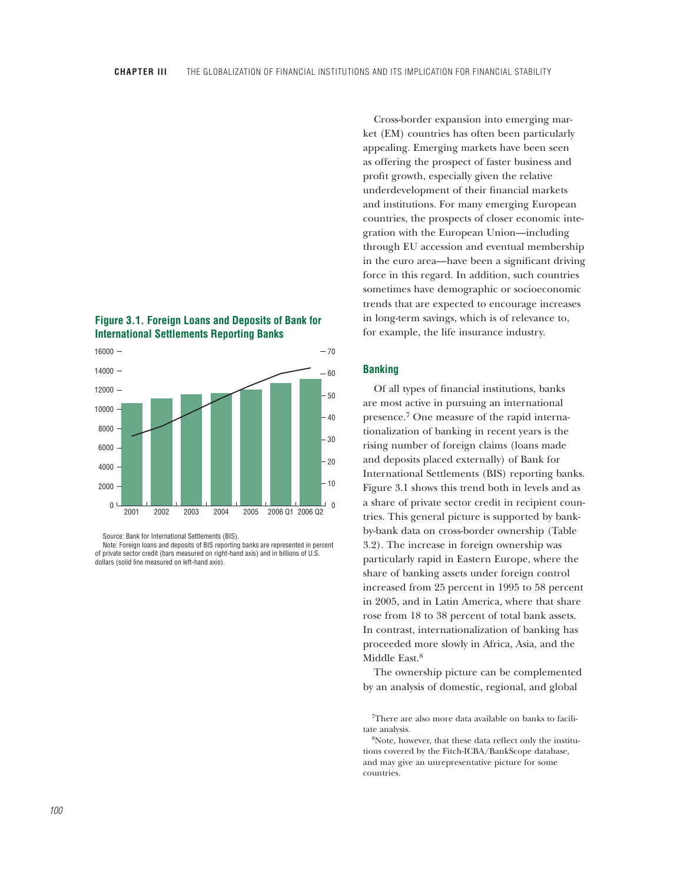Cross-border expansion into emerging market (EM) countries has often been particularly appealing. Emerging markets have been seen as offering the prospect of faster business and profit growth, especially given the relative underdevelopment of their financial markets and institutions. For many emerging European countries, the prospects of closer economic integration with the European Union—including through EU accession and eventual membership in the euro area—have been a significant driving force in this regard. In addition, such countries sometimes have demographic or socioeconomic trends that are expected to encourage increases in long-term savings, which is of relevance to, for example, the life insurance industry.

**Figure 3.1. Foreign Loans and Deposits of Bank for International Settlements Reporting Banks**

16000
14000
12000
10000
8000
6000
4000
2000
0

70
60
50
40
30
20
10
0

2001 2002 2003 2004 2005 2006 Q1 2006 Q2

Source: Bank for International Settlements (BIS).

Note: Foreign loans and deposits of BIS reporting banks are represented in percent of private sector credit (bars measured on right-hand axis) and in billions of U.S. dollars (solid line measured on left-hand axis).

### Banking

Of all types of financial institutions, banks are most active in pursuing an international presence.[7] One measure of the rapid internationalization of banking in recent years is the rising number of foreign claims (loans made and deposits placed externally) of Bank for International Settlements (BIS) reporting banks. Figure 3.1 shows this trend both in levels and as a share of private sector credit in recipient countries. This general picture is supported by bank-by-bank data on cross-border ownership (Table 3.2). The increase in foreign ownership was particularly rapid in Eastern Europe, where the share of banking assets under foreign control increased from 25 percent in 1995 to 58 percent in 2005, and in Latin America, where that share rose from 18 to 38 percent of total bank assets. In contrast, internationalization of banking has proceeded more slowly in Africa, Asia, and the Middle East.[8]

The ownership picture can be complemented by an analysis of domestic, regional, and global

[7]There are also more data available on banks to facilitate analysis.

[8]Note, however, that these data reflect only the institutions covered by the Fitch-ICBA/BankScope database, and may give an unrepresentative picture for some countries.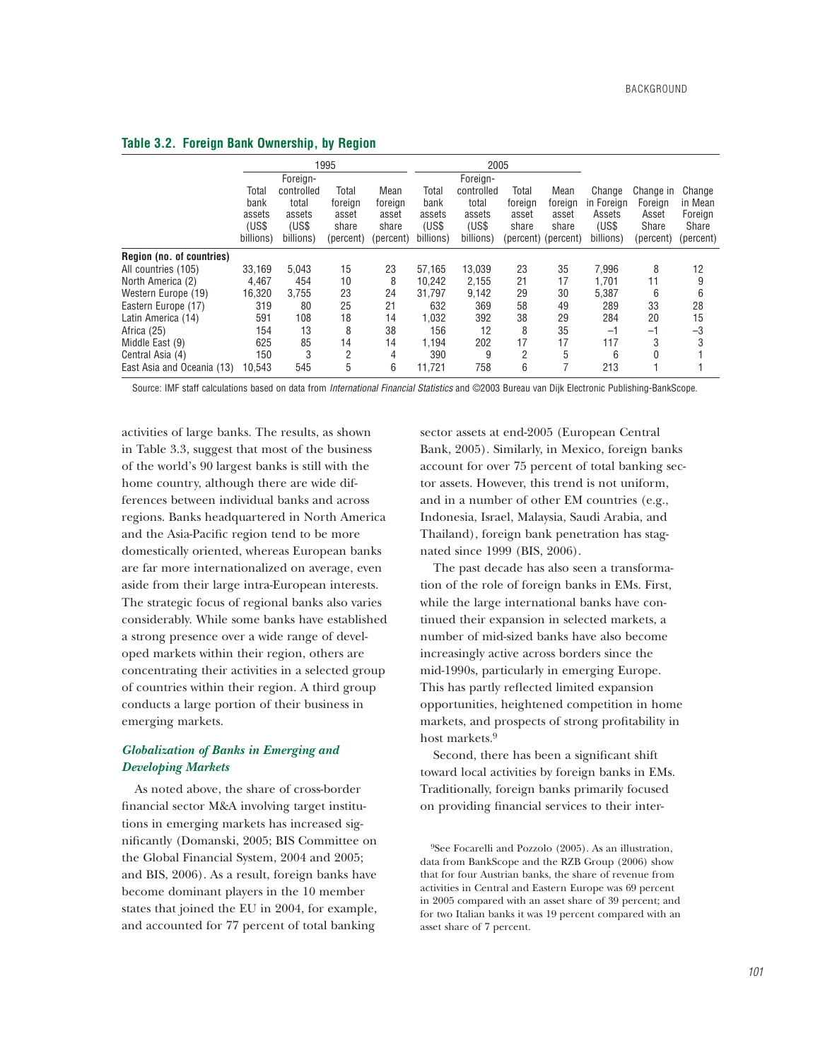**Table 3.2. Foreign Bank Ownership, by Region**

| | 1995 | | | | 2005 | | | | | | |
|---|---|---|---|---|---|---|---|---|---|---|---|
| | Total bank assets (US$ billions) | Foreign-controlled total assets (US$ billions) | Total foreign asset share (percent) | Mean foreign asset share (percent) | Total bank assets (US$ billions) | Foreign-controlled total assets (US$ billions) | Total foreign asset share (percent) | Mean foreign asset share (percent) | Change in Foreign Assets (US$ billions) | Change in Foreign Asset Share (percent) | Change in Mean Foreign Share (percent) |
| **Region (no. of countries)** | | | | | | | | | | | |
| All countries (105) | 33,169 | 5,043 | 15 | 23 | 57,165 | 13,039 | 23 | 35 | 7,996 | 8 | 12 |
| North America (2) | 4,467 | 454 | 10 | 8 | 10,242 | 2,155 | 21 | 17 | 1,701 | 11 | 9 |
| Western Europe (19) | 16,320 | 3,755 | 23 | 24 | 31,797 | 9,142 | 29 | 30 | 5,387 | 6 | 6 |
| Eastern Europe (17) | 319 | 80 | 25 | 21 | 632 | 369 | 58 | 49 | 289 | 33 | 28 |
| Latin America (14) | 591 | 108 | 18 | 14 | 1,032 | 392 | 38 | 29 | 284 | 20 | 15 |
| Africa (25) | 154 | 13 | 8 | 38 | 156 | 12 | 8 | 35 | –1 | –1 | –3 |
| Middle East (9) | 625 | 85 | 14 | 14 | 1,194 | 202 | 17 | 17 | 117 | 3 | 3 |
| Central Asia (4) | 150 | 3 | 2 | 4 | 390 | 9 | 2 | 5 | 6 | 0 | 1 |
| East Asia and Oceania (13) | 10,543 | 545 | 5 | 6 | 11,721 | 758 | 6 | 7 | 213 | 1 | 1 |

Source: IMF staff calculations based on data from *International Financial Statistics* and ©2003 Bureau van Dijk Electronic Publishing-BankScope.

activities of large banks. The results, as shown in Table 3.3, suggest that most of the business of the world's 90 largest banks is still with the home country, although there are wide differences between individual banks and across regions. Banks headquartered in North America and the Asia-Pacific region tend to be more domestically oriented, whereas European banks are far more internationalized on average, even aside from their large intra-European interests. The strategic focus of regional banks also varies considerably. While some banks have established a strong presence over a wide range of developed markets within their region, others are concentrating their activities in a selected group of countries within their region. A third group conducts a large portion of their business in emerging markets.

### *Globalization of Banks in Emerging and Developing Markets*

As noted above, the share of cross-border financial sector M&A involving target institutions in emerging markets has increased significantly (Domanski, 2005; BIS Committee on the Global Financial System, 2004 and 2005; and BIS, 2006). As a result, foreign banks have become dominant players in the 10 member states that joined the EU in 2004, for example, and accounted for 77 percent of total banking sector assets at end-2005 (European Central Bank, 2005). Similarly, in Mexico, foreign banks account for over 75 percent of total banking sector assets. However, this trend is not uniform, and in a number of other EM countries (e.g., Indonesia, Israel, Malaysia, Saudi Arabia, and Thailand), foreign bank penetration has stagnated since 1999 (BIS, 2006).

The past decade has also seen a transformation of the role of foreign banks in EMs. First, while the large international banks have continued their expansion in selected markets, a number of mid-sized banks have also become increasingly active across borders since the mid-1990s, particularly in emerging Europe. This has partly reflected limited expansion opportunities, heightened competition in home markets, and prospects of strong profitability in host markets.[9]

Second, there has been a significant shift toward local activities by foreign banks in EMs. Traditionally, foreign banks primarily focused on providing financial services to their inter-

[9]See Focarelli and Pozzolo (2005). As an illustration, data from BankScope and the RZB Group (2006) show that for four Austrian banks, the share of revenue from activities in Central and Eastern Europe was 69 percent in 2005 compared with an asset share of 39 percent; and for two Italian banks it was 19 percent compared with an asset share of 7 percent.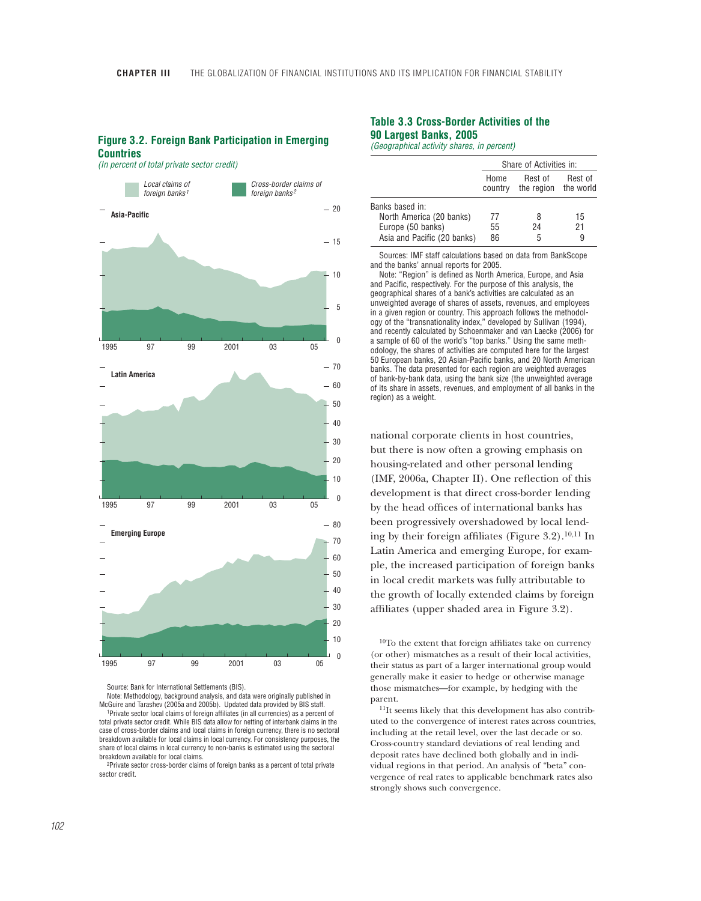### Figure 3.2. Foreign Bank Participation in Emerging Countries

*(In percent of total private sector credit)*

Source: Bank for International Settlements (BIS).

Note: Methodology, background analysis, and data were originally published in McGuire and Tarashev (2005a and 2005b). Updated data provided by BIS staff.

[1]Private sector local claims of foreign affiliates (in all currencies) as a percent of total private sector credit. While BIS data allow for netting of interbank claims in the case of cross-border claims and local claims in foreign currency, there is no sectoral breakdown available for local claims in local currency. For consistency purposes, the share of local claims in local currency to non-banks is estimated using the sectoral breakdown available for local claims.

[2]Private sector cross-border claims of foreign banks as a percent of total private sector credit.

### Table 3.3 Cross-Border Activities of the 90 Largest Banks, 2005

*(Geographical activity shares, in percent)*

| | Share of Activities in: | | |
|---|---|---|---|
| | Home country | Rest of the region | Rest of the world |
| Banks based in: | | | |
| North America (20 banks) | 77 | 8 | 15 |
| Europe (50 banks) | 55 | 24 | 21 |
| Asia and Pacific (20 banks) | 86 | 5 | 9 |

Sources: IMF staff calculations based on data from BankScope and the banks' annual reports for 2005.

Note: "Region" is defined as North America, Europe, and Asia and Pacific, respectively. For the purpose of this analysis, the geographical shares of a bank's activities are calculated as an unweighted average of shares of assets, revenues, and employees in a given region or country. This approach follows the methodology of the "transnationality index," developed by Sullivan (1994), and recently calculated by Schoenmaker and van Laecke (2006) for a sample of 60 of the world's "top banks." Using the same methodology, the shares of activities are computed here for the largest 50 European banks, 20 Asian-Pacific banks, and 20 North American banks. The data presented for each region are weighted averages of bank-by-bank data, using the bank size (the unweighted average of its share in assets, revenues, and employment of all banks in the region) as a weight.

national corporate clients in host countries, but there is now often a growing emphasis on housing-related and other personal lending (IMF, 2006a, Chapter II). One reflection of this development is that direct cross-border lending by the head offices of international banks has been progressively overshadowed by local lending by their foreign affiliates (Figure 3.2).[10,11] In Latin America and emerging Europe, for example, the increased participation of foreign banks in local credit markets was fully attributable to the growth of locally extended claims by foreign affiliates (upper shaded area in Figure 3.2).

[10]To the extent that foreign affiliates take on currency (or other) mismatches as a result of their local activities, their status as part of a larger international group would generally make it easier to hedge or otherwise manage those mismatches—for example, by hedging with the parent.

[11]It seems likely that this development has also contributed to the convergence of interest rates across countries, including at the retail level, over the last decade or so. Cross-country standard deviations of real lending and deposit rates have declined both globally and in individual regions in that period. An analysis of "beta" convergence of real rates to applicable benchmark rates also strongly shows such convergence.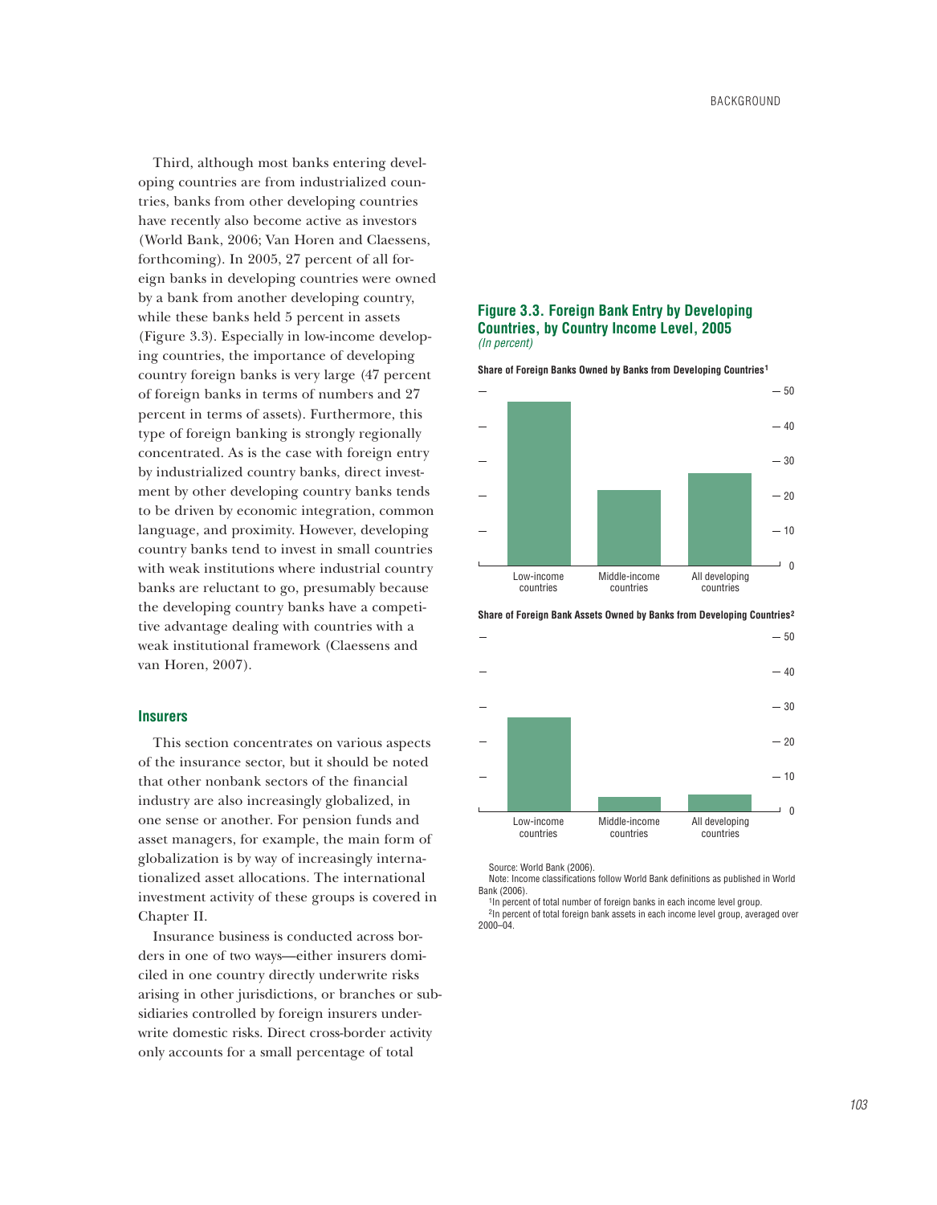Third, although most banks entering developing countries are from industrialized countries, banks from other developing countries have recently also become active as investors (World Bank, 2006; Van Horen and Claessens, forthcoming). In 2005, 27 percent of all foreign banks in developing countries were owned by a bank from another developing country, while these banks held 5 percent in assets (Figure 3.3). Especially in low-income developing countries, the importance of developing country foreign banks is very large (47 percent of foreign banks in terms of numbers and 27 percent in terms of assets). Furthermore, this type of foreign banking is strongly regionally concentrated. As is the case with foreign entry by industrialized country banks, direct investment by other developing country banks tends to be driven by economic integration, common language, and proximity. However, developing country banks tend to invest in small countries with weak institutions where industrial country banks are reluctant to go, presumably because the developing country banks have a competitive advantage dealing with countries with a weak institutional framework (Claessens and van Horen, 2007).

### Insurers

This section concentrates on various aspects of the insurance sector, but it should be noted that other nonbank sectors of the financial industry are also increasingly globalized, in one sense or another. For pension funds and asset managers, for example, the main form of globalization is by way of increasingly internationalized asset allocations. The international investment activity of these groups is covered in Chapter II.

Insurance business is conducted across borders in one of two ways—either insurers domiciled in one country directly underwrite risks arising in other jurisdictions, or branches or subsidiaries controlled by foreign insurers underwrite domestic risks. Direct cross-border activity only accounts for a small percentage of total

**Figure 3.3. Foreign Bank Entry by Developing Countries, by Country Income Level, 2005**
*(In percent)*

**Share of Foreign Banks Owned by Banks from Developing Countries[1]**

50
40
30
20
10
0

Low-income countries
Middle-income countries
All developing countries

**Share of Foreign Bank Assets Owned by Banks from Developing Countries[2]**

50
40
30
20
10
0

Low-income countries
Middle-income countries
All developing countries

Source: World Bank (2006).
Note: Income classifications follow World Bank definitions as published in World Bank (2006).
[1]In percent of total number of foreign banks in each income level group.
[2]In percent of total foreign bank assets in each income level group, averaged over 2000–04.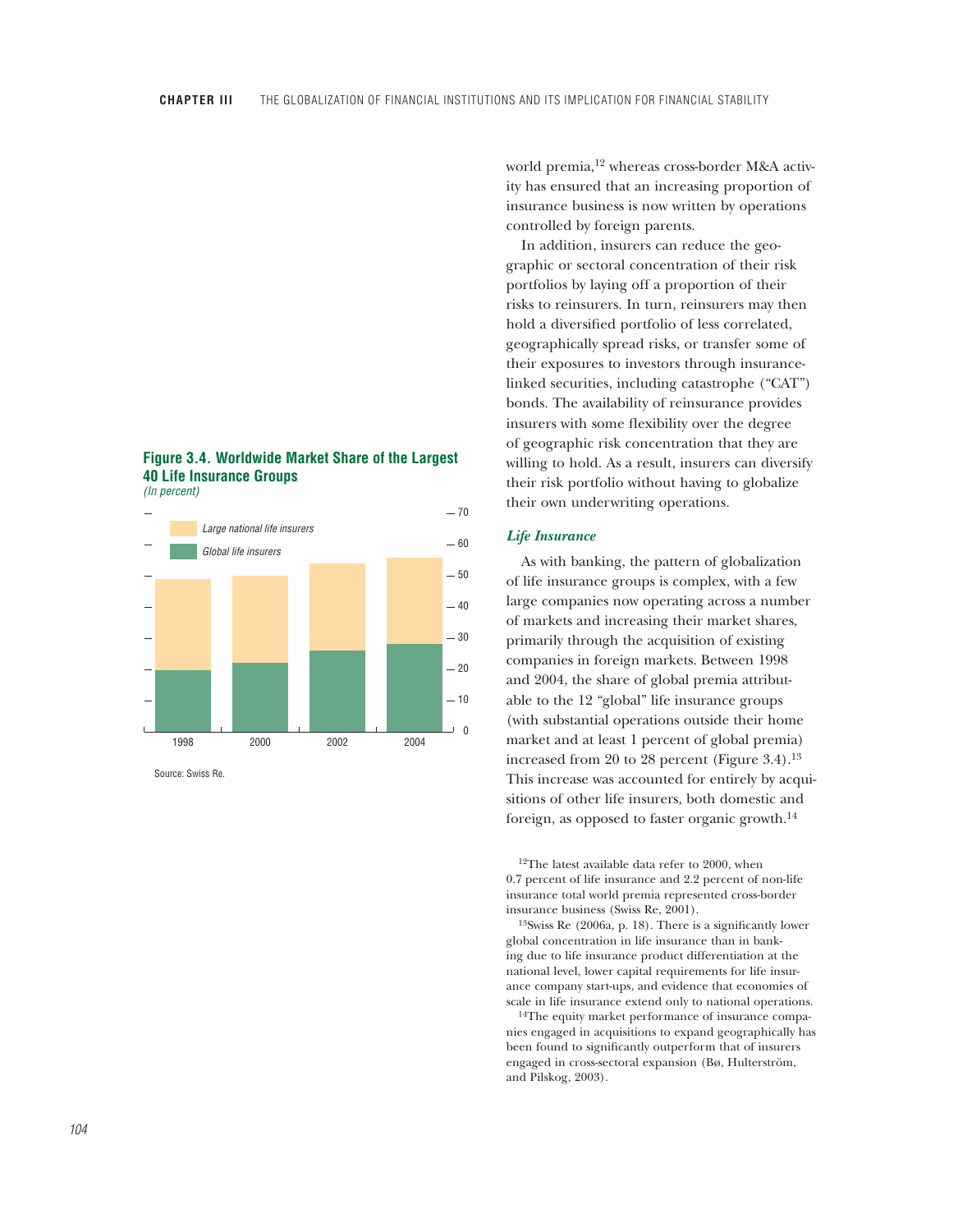world premia,[12] whereas cross-border M&A activity has ensured that an increasing proportion of insurance business is now written by operations controlled by foreign parents.

In addition, insurers can reduce the geographic or sectoral concentration of their risk portfolios by laying off a proportion of their risks to reinsurers. In turn, reinsurers may then hold a diversified portfolio of less correlated, geographically spread risks, or transfer some of their exposures to investors through insurance-linked securities, including catastrophe ("CAT") bonds. The availability of reinsurance provides insurers with some flexibility over the degree of geographic risk concentration that they are willing to hold. As a result, insurers can diversify their risk portfolio without having to globalize their own underwriting operations.

**Figure 3.4. Worldwide Market Share of the Largest 40 Life Insurance Groups**
*(In percent)*

Large national life insurers
Global life insurers

70
60
50
40
30
20
10
0

1998
2000
2002
2004

Source: Swiss Re.

### *Life Insurance*

As with banking, the pattern of globalization of life insurance groups is complex, with a few large companies now operating across a number of markets and increasing their market shares, primarily through the acquisition of existing companies in foreign markets. Between 1998 and 2004, the share of global premia attributable to the 12 "global" life insurance groups (with substantial operations outside their home market and at least 1 percent of global premia) increased from 20 to 28 percent (Figure 3.4).[13] This increase was accounted for entirely by acquisitions of other life insurers, both domestic and foreign, as opposed to faster organic growth.[14]

[12]The latest available data refer to 2000, when 0.7 percent of life insurance and 2.2 percent of non-life insurance total world premia represented cross-border insurance business (Swiss Re, 2001).

[13]Swiss Re (2006a, p. 18). There is a significantly lower global concentration in life insurance than in banking due to life insurance product differentiation at the national level, lower capital requirements for life insurance company start-ups, and evidence that economies of scale in life insurance extend only to national operations.

[14]The equity market performance of insurance companies engaged in acquisitions to expand geographically has been found to significantly outperform that of insurers engaged in cross-sectoral expansion (Bø, Hulterström, and Pilskog, 2003).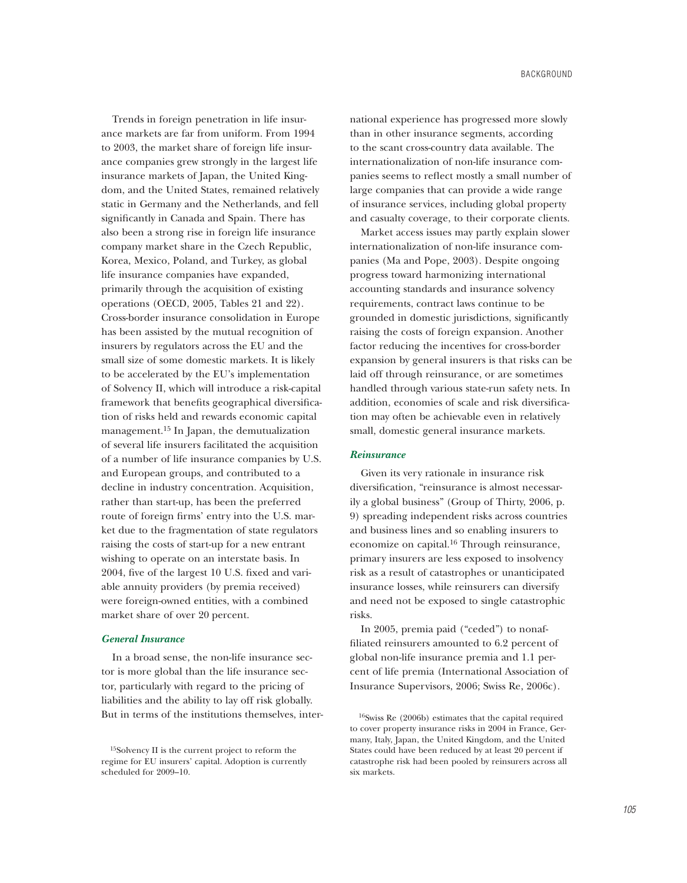Trends in foreign penetration in life insurance markets are far from uniform. From 1994 to 2003, the market share of foreign life insurance companies grew strongly in the largest life insurance markets of Japan, the United Kingdom, and the United States, remained relatively static in Germany and the Netherlands, and fell significantly in Canada and Spain. There has also been a strong rise in foreign life insurance company market share in the Czech Republic, Korea, Mexico, Poland, and Turkey, as global life insurance companies have expanded, primarily through the acquisition of existing operations (OECD, 2005, Tables 21 and 22). Cross-border insurance consolidation in Europe has been assisted by the mutual recognition of insurers by regulators across the EU and the small size of some domestic markets. It is likely to be accelerated by the EU's implementation of Solvency II, which will introduce a risk-capital framework that benefits geographical diversification of risks held and rewards economic capital management.[15] In Japan, the demutualization of several life insurers facilitated the acquisition of a number of life insurance companies by U.S. and European groups, and contributed to a decline in industry concentration. Acquisition, rather than start-up, has been the preferred route of foreign firms' entry into the U.S. market due to the fragmentation of state regulators raising the costs of start-up for a new entrant wishing to operate on an interstate basis. In 2004, five of the largest 10 U.S. fixed and variable annuity providers (by premia received) were foreign-owned entities, with a combined market share of over 20 percent.

### *General Insurance*

In a broad sense, the non-life insurance sector is more global than the life insurance sector, particularly with regard to the pricing of liabilities and the ability to lay off risk globally. But in terms of the institutions themselves, international experience has progressed more slowly than in other insurance segments, according to the scant cross-country data available. The internationalization of non-life insurance companies seems to reflect mostly a small number of large companies that can provide a wide range of insurance services, including global property and casualty coverage, to their corporate clients.

Market access issues may partly explain slower internationalization of non-life insurance companies (Ma and Pope, 2003). Despite ongoing progress toward harmonizing international accounting standards and insurance solvency requirements, contract laws continue to be grounded in domestic jurisdictions, significantly raising the costs of foreign expansion. Another factor reducing the incentives for cross-border expansion by general insurers is that risks can be laid off through reinsurance, or are sometimes handled through various state-run safety nets. In addition, economies of scale and risk diversification may often be achievable even in relatively small, domestic general insurance markets.

### *Reinsurance*

Given its very rationale in insurance risk diversification, "reinsurance is almost necessarily a global business" (Group of Thirty, 2006, p. 9) spreading independent risks across countries and business lines and so enabling insurers to economize on capital.[16] Through reinsurance, primary insurers are less exposed to insolvency risk as a result of catastrophes or unanticipated insurance losses, while reinsurers can diversify and need not be exposed to single catastrophic risks.

In 2005, premia paid ("ceded") to nonaffiliated reinsurers amounted to 6.2 percent of global non-life insurance premia and 1.1 percent of life premia (International Association of Insurance Supervisors, 2006; Swiss Re, 2006c).

[15] Solvency II is the current project to reform the regime for EU insurers' capital. Adoption is currently scheduled for 2009–10.

[16] Swiss Re (2006b) estimates that the capital required to cover property insurance risks in 2004 in France, Germany, Italy, Japan, the United Kingdom, and the United States could have been reduced by at least 20 percent if catastrophe risk had been pooled by reinsurers across all six markets.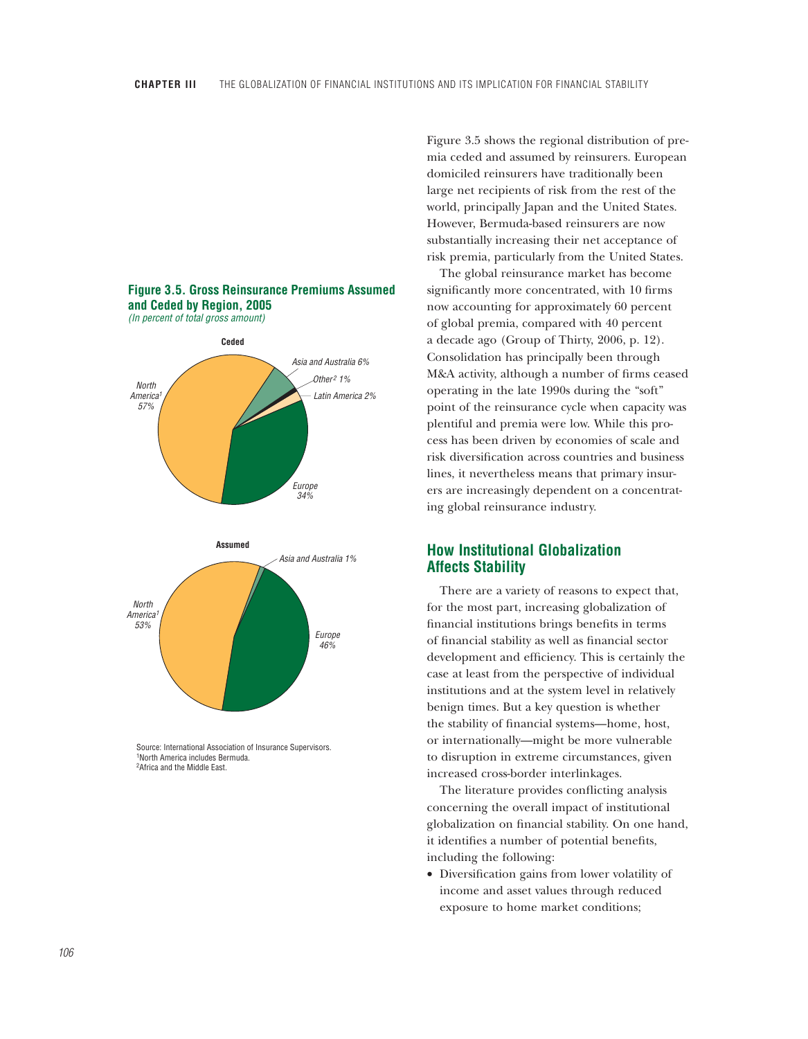**Figure 3.5. Gross Reinsurance Premiums Assumed and Ceded by Region, 2005**
*(In percent of total gross amount)*

Ceded

Asia and Australia 6%
Other[2] 1%
Latin America 2%
North America[1] 57%
Europe 34%

Assumed

Asia and Australia 1%
North America[1] 53%
Europe 46%

Source: International Association of Insurance Supervisors.
[1]North America includes Bermuda.
[2]Africa and the Middle East.

Figure 3.5 shows the regional distribution of premia ceded and assumed by reinsurers. European domiciled reinsurers have traditionally been large net recipients of risk from the rest of the world, principally Japan and the United States. However, Bermuda-based reinsurers are now substantially increasing their net acceptance of risk premia, particularly from the United States.

The global reinsurance market has become significantly more concentrated, with 10 firms now accounting for approximately 60 percent of global premia, compared with 40 percent a decade ago (Group of Thirty, 2006, p. 12). Consolidation has principally been through M&A activity, although a number of firms ceased operating in the late 1990s during the "soft" point of the reinsurance cycle when capacity was plentiful and premia were low. While this process has been driven by economies of scale and risk diversification across countries and business lines, it nevertheless means that primary insurers are increasingly dependent on a concentrating global reinsurance industry.

## How Institutional Globalization Affects Stability

There are a variety of reasons to expect that, for the most part, increasing globalization of financial institutions brings benefits in terms of financial stability as well as financial sector development and efficiency. This is certainly the case at least from the perspective of individual institutions and at the system level in relatively benign times. But a key question is whether the stability of financial systems—home, host, or internationally—might be more vulnerable to disruption in extreme circumstances, given increased cross-border interlinkages.

The literature provides conflicting analysis concerning the overall impact of institutional globalization on financial stability. On one hand, it identifies a number of potential benefits, including the following:

- Diversification gains from lower volatility of income and asset values through reduced exposure to home market conditions;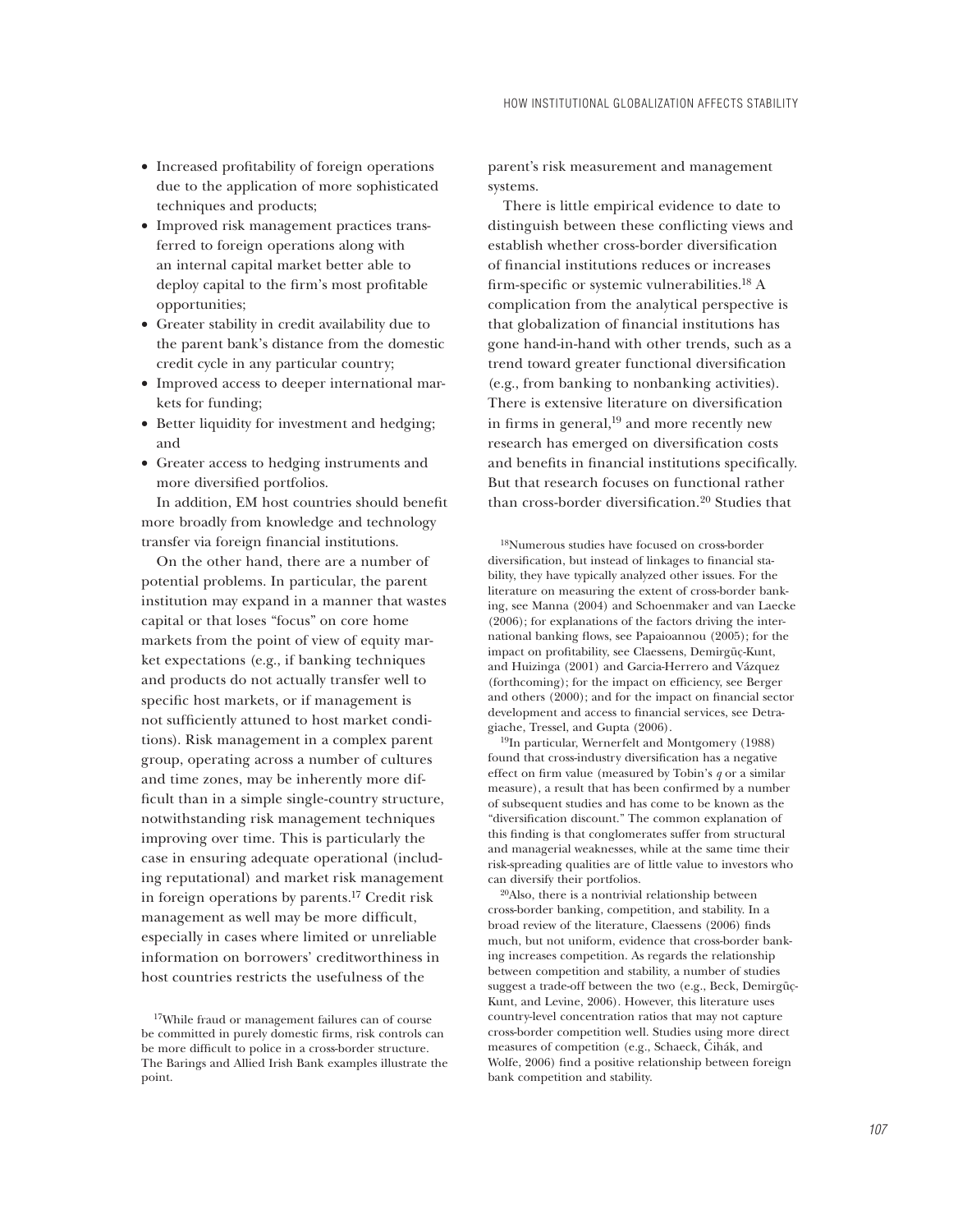- Increased profitability of foreign operations due to the application of more sophisticated techniques and products;
- Improved risk management practices transferred to foreign operations along with an internal capital market better able to deploy capital to the firm's most profitable opportunities;
- Greater stability in credit availability due to the parent bank's distance from the domestic credit cycle in any particular country;
- Improved access to deeper international markets for funding;
- Better liquidity for investment and hedging; and
- Greater access to hedging instruments and more diversified portfolios.

In addition, EM host countries should benefit more broadly from knowledge and technology transfer via foreign financial institutions.

On the other hand, there are a number of potential problems. In particular, the parent institution may expand in a manner that wastes capital or that loses "focus" on core home markets from the point of view of equity market expectations (e.g., if banking techniques and products do not actually transfer well to specific host markets, or if management is not sufficiently attuned to host market conditions). Risk management in a complex parent group, operating across a number of cultures and time zones, may be inherently more difficult than in a simple single-country structure, notwithstanding risk management techniques improving over time. This is particularly the case in ensuring adequate operational (including reputational) and market risk management in foreign operations by parents.[17] Credit risk management as well may be more difficult, especially in cases where limited or unreliable information on borrowers' creditworthiness in host countries restricts the usefulness of the parent's risk measurement and management systems.

There is little empirical evidence to date to distinguish between these conflicting views and establish whether cross-border diversification of financial institutions reduces or increases firm-specific or systemic vulnerabilities.[18] A complication from the analytical perspective is that globalization of financial institutions has gone hand-in-hand with other trends, such as a trend toward greater functional diversification (e.g., from banking to nonbanking activities). There is extensive literature on diversification in firms in general,[19] and more recently new research has emerged on diversification costs and benefits in financial institutions specifically. But that research focuses on functional rather than cross-border diversification.[20] Studies that

[17]While fraud or management failures can of course be committed in purely domestic firms, risk controls can be more difficult to police in a cross-border structure. The Barings and Allied Irish Bank examples illustrate the point.

[18]Numerous studies have focused on cross-border diversification, but instead of linkages to financial stability, they have typically analyzed other issues. For the literature on measuring the extent of cross-border banking, see Manna (2004) and Schoenmaker and van Laecke (2006); for explanations of the factors driving the international banking flows, see Papaioannou (2005); for the impact on profitability, see Claessens, Demirgüç-Kunt, and Huizinga (2001) and Garcia-Herrero and Vázquez (forthcoming); for the impact on efficiency, see Berger and others (2000); and for the impact on financial sector development and access to financial services, see Detragiache, Tressel, and Gupta (2006).

[19]In particular, Wernerfelt and Montgomery (1988) found that cross-industry diversification has a negative effect on firm value (measured by Tobin's $q$ or a similar measure), a result that has been confirmed by a number of subsequent studies and has come to be known as the "diversification discount." The common explanation of this finding is that conglomerates suffer from structural and managerial weaknesses, while at the same time their risk-spreading qualities are of little value to investors who can diversify their portfolios.

[20]Also, there is a nontrivial relationship between cross-border banking, competition, and stability. In a broad review of the literature, Claessens (2006) finds much, but not uniform, evidence that cross-border banking increases competition. As regards the relationship between competition and stability, a number of studies suggest a trade-off between the two (e.g., Beck, Demirgüç-Kunt, and Levine, 2006). However, this literature uses country-level concentration ratios that may not capture cross-border competition well. Studies using more direct measures of competition (e.g., Schaeck, Čihák, and Wolfe, 2006) find a positive relationship between foreign bank competition and stability.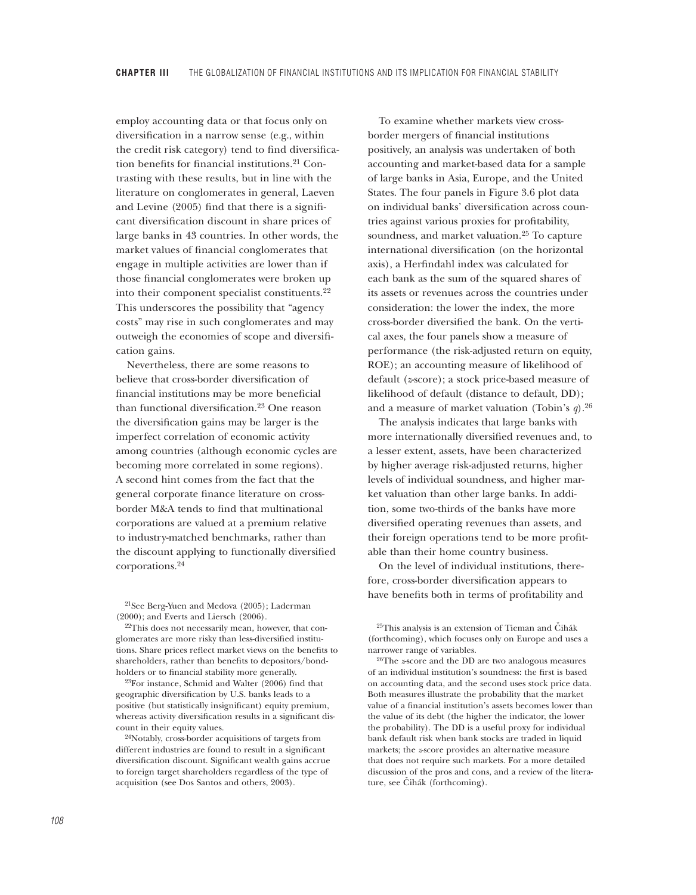employ accounting data or that focus only on diversification in a narrow sense (e.g., within the credit risk category) tend to find diversification benefits for financial institutions.[21] Contrasting with these results, but in line with the literature on conglomerates in general, Laeven and Levine (2005) find that there is a significant diversification discount in share prices of large banks in 43 countries. In other words, the market values of financial conglomerates that engage in multiple activities are lower than if those financial conglomerates were broken up into their component specialist constituents.[22] This underscores the possibility that "agency costs" may rise in such conglomerates and may outweigh the economies of scope and diversification gains.

Nevertheless, there are some reasons to believe that cross-border diversification of financial institutions may be more beneficial than functional diversification.[23] One reason the diversification gains may be larger is the imperfect correlation of economic activity among countries (although economic cycles are becoming more correlated in some regions). A second hint comes from the fact that the general corporate finance literature on cross-border M&A tends to find that multinational corporations are valued at a premium relative to industry-matched benchmarks, rather than the discount applying to functionally diversified corporations.[24]

To examine whether markets view cross-border mergers of financial institutions positively, an analysis was undertaken of both accounting and market-based data for a sample of large banks in Asia, Europe, and the United States. The four panels in Figure 3.6 plot data on individual banks' diversification across countries against various proxies for profitability, soundness, and market valuation.[25] To capture international diversification (on the horizontal axis), a Herfindahl index was calculated for each bank as the sum of the squared shares of its assets or revenues across the countries under consideration: the lower the index, the more cross-border diversified the bank. On the vertical axes, the four panels show a measure of performance (the risk-adjusted return on equity, ROE); an accounting measure of likelihood of default (*z*-score); a stock price-based measure of likelihood of default (distance to default, DD); and a measure of market valuation (Tobin's $q$).[26]

The analysis indicates that large banks with more internationally diversified revenues and, to a lesser extent, assets, have been characterized by higher average risk-adjusted returns, higher levels of individual soundness, and higher market valuation than other large banks. In addition, some two-thirds of the banks have more diversified operating revenues than assets, and their foreign operations tend to be more profitable than their home country business.

On the level of individual institutions, therefore, cross-border diversification appears to have benefits both in terms of profitability and

[21] See Berg-Yuen and Medova (2005); Laderman (2000); and Everts and Liersch (2006).

[22] This does not necessarily mean, however, that conglomerates are more risky than less-diversified institutions. Share prices reflect market views on the benefits to shareholders, rather than benefits to depositors/bondholders or to financial stability more generally.

[23] For instance, Schmid and Walter (2006) find that geographic diversification by U.S. banks leads to a positive (but statistically insignificant) equity premium, whereas activity diversification results in a significant discount in their equity values.

[24] Notably, cross-border acquisitions of targets from different industries are found to result in a significant diversification discount. Significant wealth gains accrue to foreign target shareholders regardless of the type of acquisition (see Dos Santos and others, 2003).

[25] This analysis is an extension of Tieman and Čihák (forthcoming), which focuses only on Europe and uses a narrower range of variables.

[26] The *z*-score and the DD are two analogous measures of an individual institution's soundness: the first is based on accounting data, and the second uses stock price data. Both measures illustrate the probability that the market value of a financial institution's assets becomes lower than the value of its debt (the higher the indicator, the lower the probability). The DD is a useful proxy for individual bank default risk when bank stocks are traded in liquid markets; the *z*-score provides an alternative measure that does not require such markets. For a more detailed discussion of the pros and cons, and a review of the literature, see Čihák (forthcoming).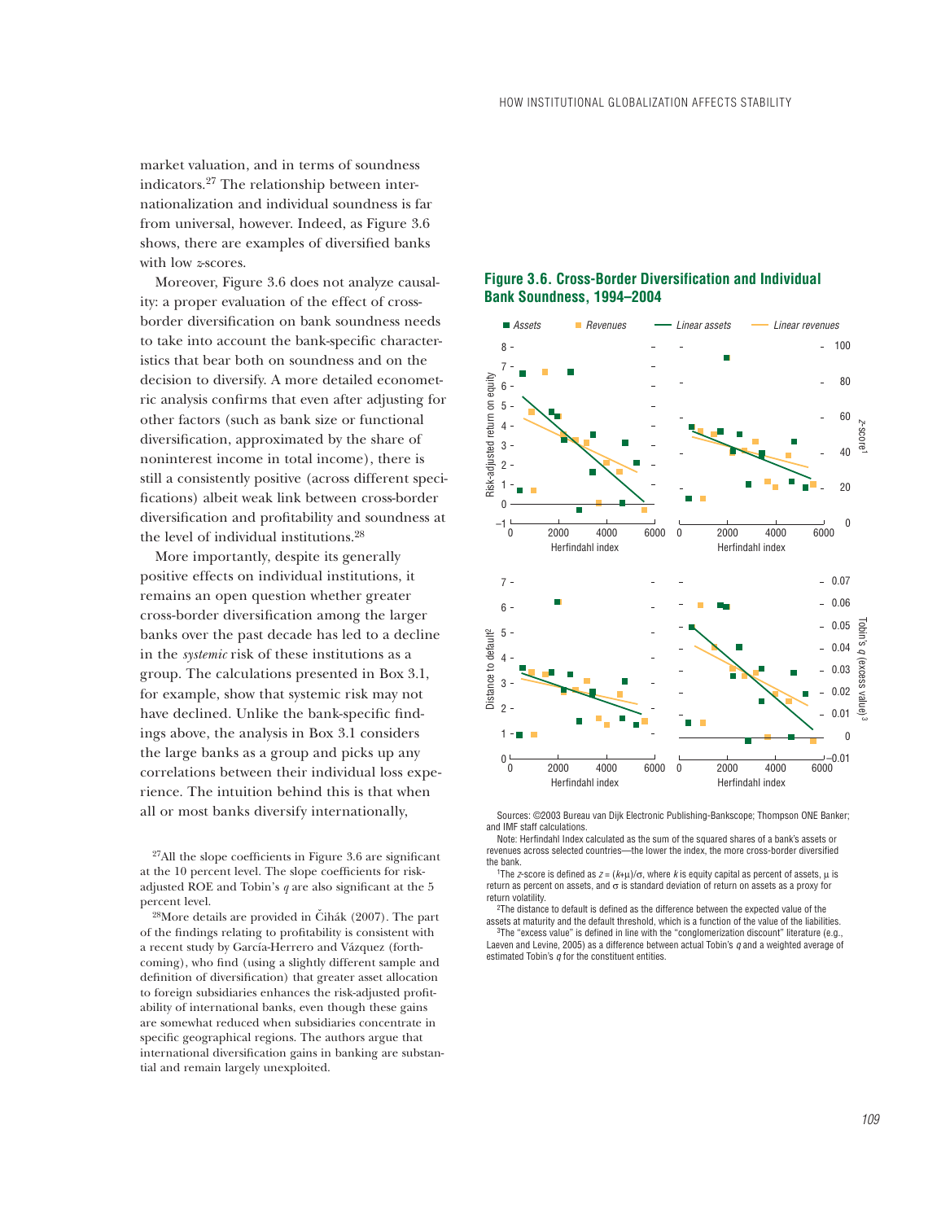market valuation, and in terms of soundness indicators.[27] The relationship between internationalization and individual soundness is far from universal, however. Indeed, as Figure 3.6 shows, there are examples of diversified banks with low *z*-scores.

Moreover, Figure 3.6 does not analyze causality: a proper evaluation of the effect of cross-border diversification on bank soundness needs to take into account the bank-specific characteristics that bear both on soundness and on the decision to diversify. A more detailed econometric analysis confirms that even after adjusting for other factors (such as bank size or functional diversification, approximated by the share of noninterest income in total income), there is still a consistently positive (across different specifications) albeit weak link between cross-border diversification and profitability and soundness at the level of individual institutions.[28]

More importantly, despite its generally positive effects on individual institutions, it remains an open question whether greater cross-border diversification among the larger banks over the past decade has led to a decline in the *systemic* risk of these institutions as a group. The calculations presented in Box 3.1, for example, show that systemic risk may not have declined. Unlike the bank-specific findings above, the analysis in Box 3.1 considers the large banks as a group and picks up any correlations between their individual loss experience. The intuition behind this is that when all or most banks diversify internationally,

[27]All the slope coefficients in Figure 3.6 are significant at the 10 percent level. The slope coefficients for risk-adjusted ROE and Tobin's *q* are also significant at the 5 percent level.

[28]More details are provided in Čihák (2007). The part of the findings relating to profitability is consistent with a recent study by García-Herrero and Vázquez (forthcoming), who find (using a slightly different sample and definition of diversification) that greater asset allocation to foreign subsidiaries enhances the risk-adjusted profitability of international banks, even though these gains are somewhat reduced when subsidiaries concentrate in specific geographical regions. The authors argue that international diversification gains in banking are substantial and remain largely unexploited.

**Figure 3.6. Cross-Border Diversification and Individual Bank Soundness, 1994–2004**

Assets | Revenues | Linear assets | Linear revenues

Risk-adjusted return on equity
8, 7, 6, 5, 4, 3, 2, 1, 0, –1
0, 2000, 4000, 6000
Herfindahl index

*z*-score[1]
100, 80, 60, 40, 20, 0
0, 2000, 4000, 6000
Herfindahl index

Distance to default[2]
7, 6, 5, 4, 3, 2, 1, 0
0, 2000, 4000, 6000
Herfindahl index

Tobin's *q* (excess value)[3]
0.07, 0.06, 0.05, 0.04, 0.03, 0.02, 0.01, 0, –0.01
0, 2000, 4000, 6000
Herfindahl index

Sources: ©2003 Bureau van Dijk Electronic Publishing-Bankscope; Thompson ONE Banker; and IMF staff calculations.

Note: Herfindahl Index calculated as the sum of the squared shares of a bank's assets or revenues across selected countries—the lower the index, the more cross-border diversified the bank.

[1]The *z*-score is defined as $z = (k+\mu)/\sigma$, where $k$ is equity capital as percent of assets, $\mu$ is return as percent on assets, and $\sigma$ is standard deviation of return on assets as a proxy for return volatility.

[2]The distance to default is defined as the difference between the expected value of the assets at maturity and the default threshold, which is a function of the value of the liabilities.

[3]The "excess value" is defined in line with the "conglomerization discount" literature (e.g., Laeven and Levine, 2005) as a difference between actual Tobin's *q* and a weighted average of estimated Tobin's *q* for the constituent entities.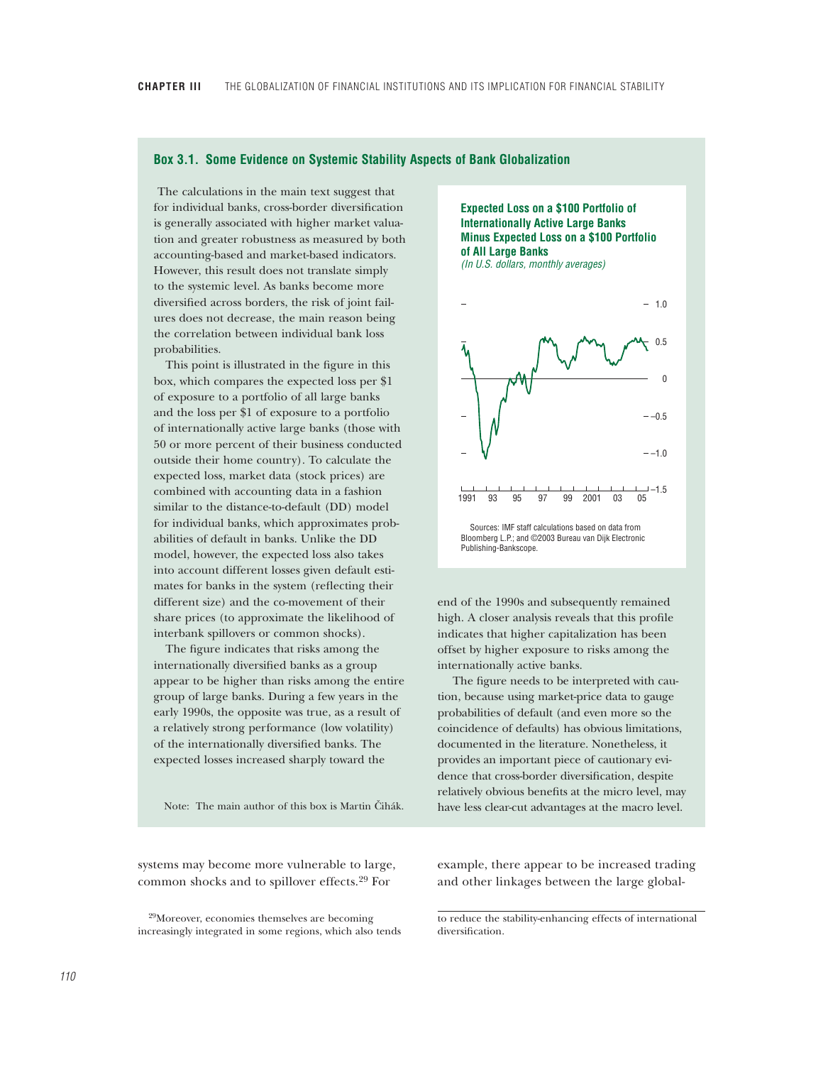### Box 3.1. Some Evidence on Systemic Stability Aspects of Bank Globalization

The calculations in the main text suggest that for individual banks, cross-border diversification is generally associated with higher market valuation and greater robustness as measured by both accounting-based and market-based indicators. However, this result does not translate simply to the systemic level. As banks become more diversified across borders, the risk of joint failures does not decrease, the main reason being the correlation between individual bank loss probabilities.

This point is illustrated in the figure in this box, which compares the expected loss per $1 of exposure to a portfolio of all large banks and the loss per $1 of exposure to a portfolio of internationally active large banks (those with 50 or more percent of their business conducted outside their home country). To calculate the expected loss, market data (stock prices) are combined with accounting data in a fashion similar to the distance-to-default (DD) model for individual banks, which approximates probabilities of default in banks. Unlike the DD model, however, the expected loss also takes into account different losses given default estimates for banks in the system (reflecting their different size) and the co-movement of their share prices (to approximate the likelihood of interbank spillovers or common shocks).

The figure indicates that risks among the internationally diversified banks as a group appear to be higher than risks among the entire group of large banks. During a few years in the early 1990s, the opposite was true, as a result of a relatively strong performance (low volatility) of the internationally diversified banks. The expected losses increased sharply toward the end of the 1990s and subsequently remained high. A closer analysis reveals that this profile indicates that higher capitalization has been offset by higher exposure to risks among the internationally active banks.

**Expected Loss on a $100 Portfolio of Internationally Active Large Banks Minus Expected Loss on a $100 Portfolio of All Large Banks**
*(In U.S. dollars, monthly averages)*

1.0
0.5
0
–0.5
–1.0
–1.5

1991 93 95 97 99 2001 03 05

Sources: IMF staff calculations based on data from Bloomberg L.P.; and ©2003 Bureau van Dijk Electronic Publishing-Bankscope.

The figure needs to be interpreted with caution, because using market-price data to gauge probabilities of default (and even more so the coincidence of defaults) has obvious limitations, documented in the literature. Nonetheless, it provides an important piece of cautionary evidence that cross-border diversification, despite relatively obvious benefits at the micro level, may have less clear-cut advantages at the macro level.

Note: The main author of this box is Martin Čihák.

systems may become more vulnerable to large, common shocks and to spillover effects.[29] For example, there appear to be increased trading and other linkages between the large global-

[29]Moreover, economies themselves are becoming increasingly integrated in some regions, which also tends to reduce the stability-enhancing effects of international diversification.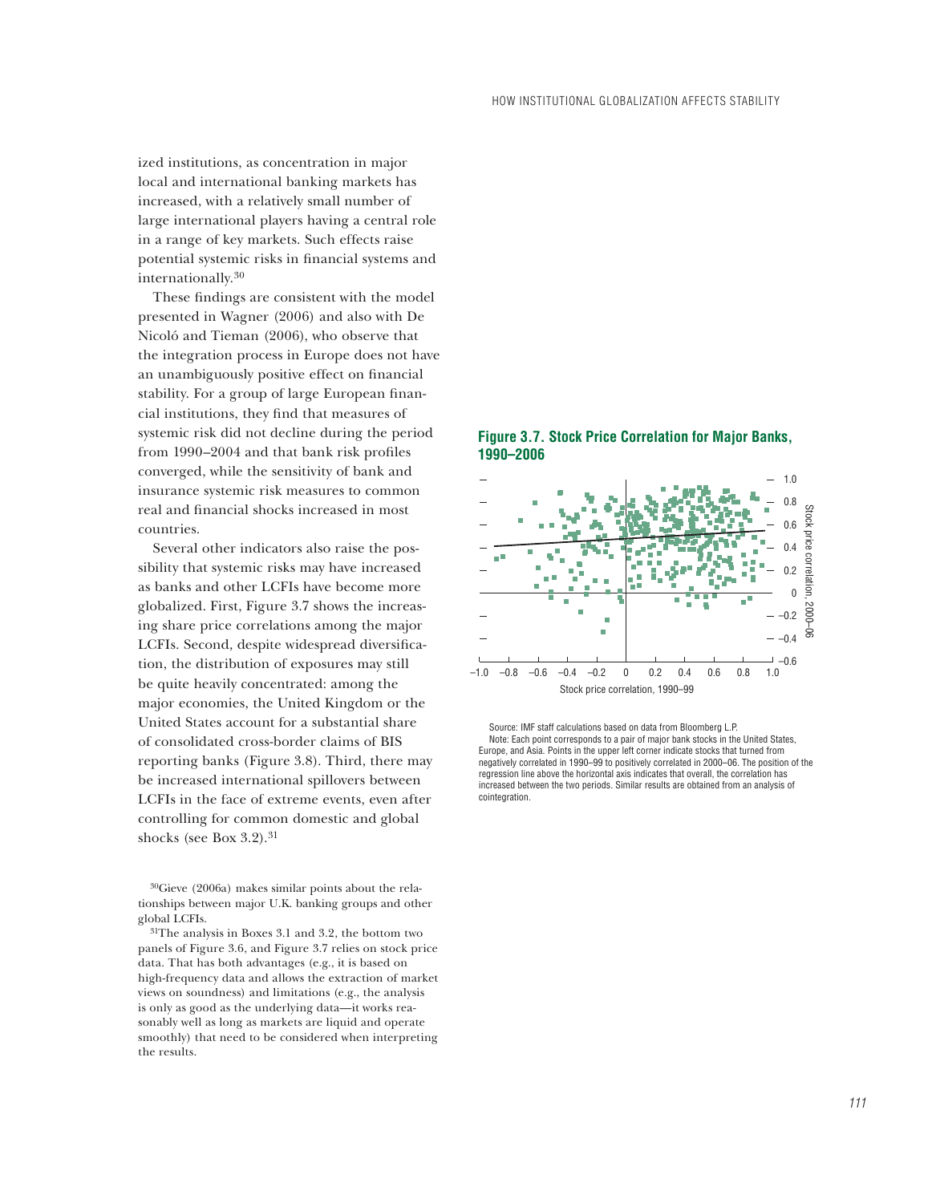ized institutions, as concentration in major local and international banking markets has increased, with a relatively small number of large international players having a central role in a range of key markets. Such effects raise potential systemic risks in financial systems and internationally.[30]

These findings are consistent with the model presented in Wagner (2006) and also with De Nicoló and Tieman (2006), who observe that the integration process in Europe does not have an unambiguously positive effect on financial stability. For a group of large European financial institutions, they find that measures of systemic risk did not decline during the period from 1990–2004 and that bank risk profiles converged, while the sensitivity of bank and insurance systemic risk measures to common real and financial shocks increased in most countries.

Several other indicators also raise the possibility that systemic risks may have increased as banks and other LCFIs have become more globalized. First, Figure 3.7 shows the increasing share price correlations among the major LCFIs. Second, despite widespread diversification, the distribution of exposures may still be quite heavily concentrated: among the major economies, the United Kingdom or the United States account for a substantial share of consolidated cross-border claims of BIS reporting banks (Figure 3.8). Third, there may be increased international spillovers between LCFIs in the face of extreme events, even after controlling for common domestic and global shocks (see Box 3.2).[31]

[30]Gieve (2006a) makes similar points about the relationships between major U.K. banking groups and other global LCFIs.

[31]The analysis in Boxes 3.1 and 3.2, the bottom two panels of Figure 3.6, and Figure 3.7 relies on stock price data. That has both advantages (e.g., it is based on high-frequency data and allows the extraction of market views on soundness) and limitations (e.g., the analysis is only as good as the underlying data—it works reasonably well as long as markets are liquid and operate smoothly) that need to be considered when interpreting the results.

**Figure 3.7. Stock Price Correlation for Major Banks, 1990–2006**

1.0
0.8
0.6
0.4
0.2
0
–0.2
–0.4
–0.6

Stock price correlation, 2000–06

–1.0 –0.8 –0.6 –0.4 –0.2 0 0.2 0.4 0.6 0.8 1.0

Stock price correlation, 1990–99

Source: IMF staff calculations based on data from Bloomberg L.P.
Note: Each point corresponds to a pair of major bank stocks in the United States, Europe, and Asia. Points in the upper left corner indicate stocks that turned from negatively correlated in 1990–99 to positively correlated in 2000–06. The position of the regression line above the horizontal axis indicates that overall, the correlation has increased between the two periods. Similar results are obtained from an analysis of cointegration.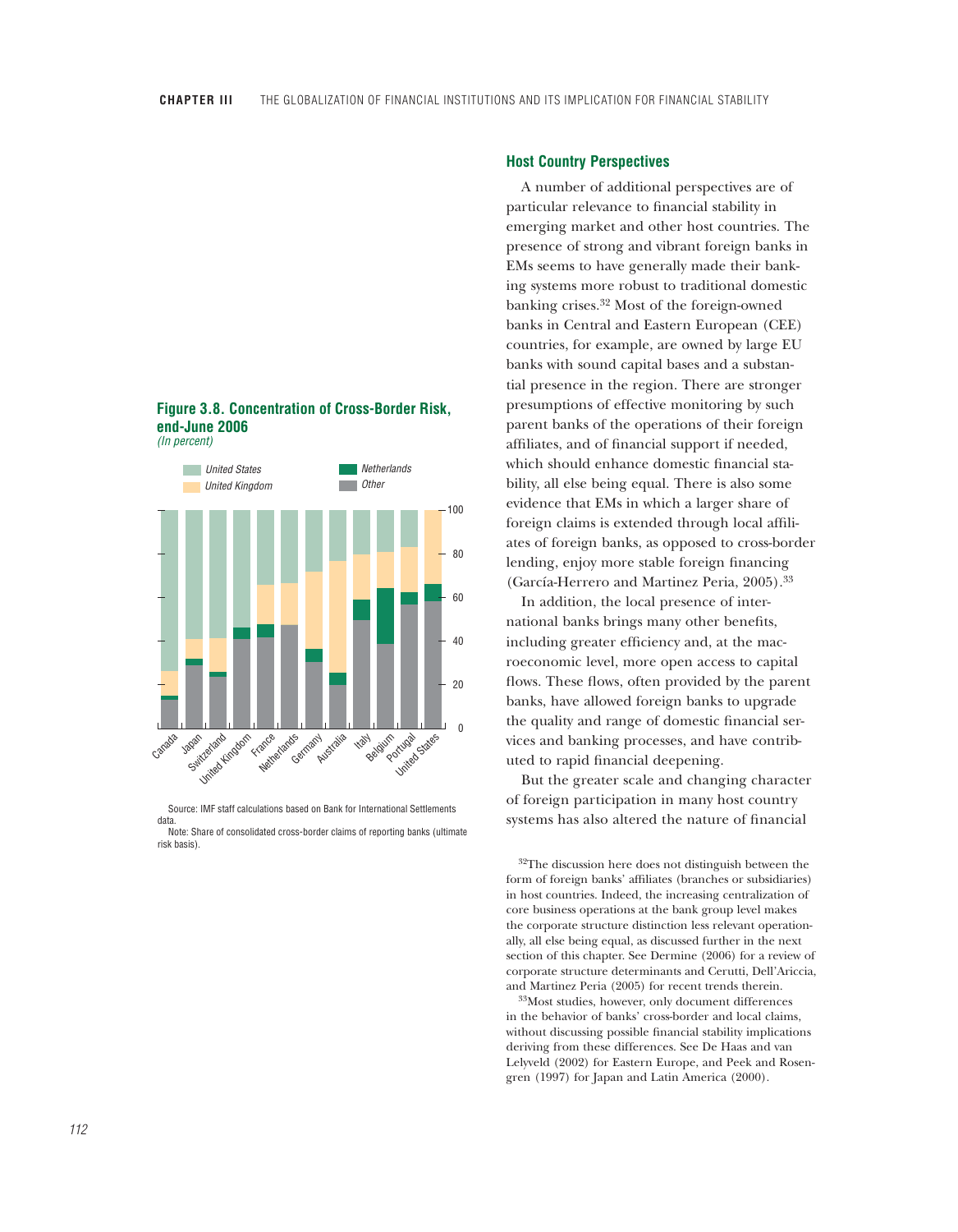## Host Country Perspectives

A number of additional perspectives are of particular relevance to financial stability in emerging market and other host countries. The presence of strong and vibrant foreign banks in EMs seems to have generally made their banking systems more robust to traditional domestic banking crises.[32] Most of the foreign-owned banks in Central and Eastern European (CEE) countries, for example, are owned by large EU banks with sound capital bases and a substantial presence in the region. There are stronger presumptions of effective monitoring by such parent banks of the operations of their foreign affiliates, and of financial support if needed, which should enhance domestic financial stability, all else being equal. There is also some evidence that EMs in which a larger share of foreign claims is extended through local affiliates of foreign banks, as opposed to cross-border lending, enjoy more stable foreign financing (García-Herrero and Martinez Peria, 2005).[33]

In addition, the local presence of international banks brings many other benefits, including greater efficiency and, at the macroeconomic level, more open access to capital flows. These flows, often provided by the parent banks, have allowed foreign banks to upgrade the quality and range of domestic financial services and banking processes, and have contributed to rapid financial deepening.

But the greater scale and changing character of foreign participation in many host country systems has also altered the nature of financial

**Figure 3.8. Concentration of Cross-Border Risk, end-June 2006**
*(In percent)*

United States
United Kingdom
Netherlands
Other

100
80
60
40
20
0

Canada, Japan, Switzerland, United Kingdom, France, Netherlands, Germany, Australia, Italy, Belgium, Portugal, United States

Source: IMF staff calculations based on Bank for International Settlements data.
Note: Share of consolidated cross-border claims of reporting banks (ultimate risk basis).

[32]The discussion here does not distinguish between the form of foreign banks' affiliates (branches or subsidiaries) in host countries. Indeed, the increasing centralization of core business operations at the bank group level makes the corporate structure distinction less relevant operationally, all else being equal, as discussed further in the next section of this chapter. See Dermine (2006) for a review of corporate structure determinants and Cerutti, Dell'Ariccia, and Martinez Peria (2005) for recent trends therein.

[33]Most studies, however, only document differences in the behavior of banks' cross-border and local claims, without discussing possible financial stability implications deriving from these differences. See De Haas and van Lelyveld (2002) for Eastern Europe, and Peek and Rosengren (1997) for Japan and Latin America (2000).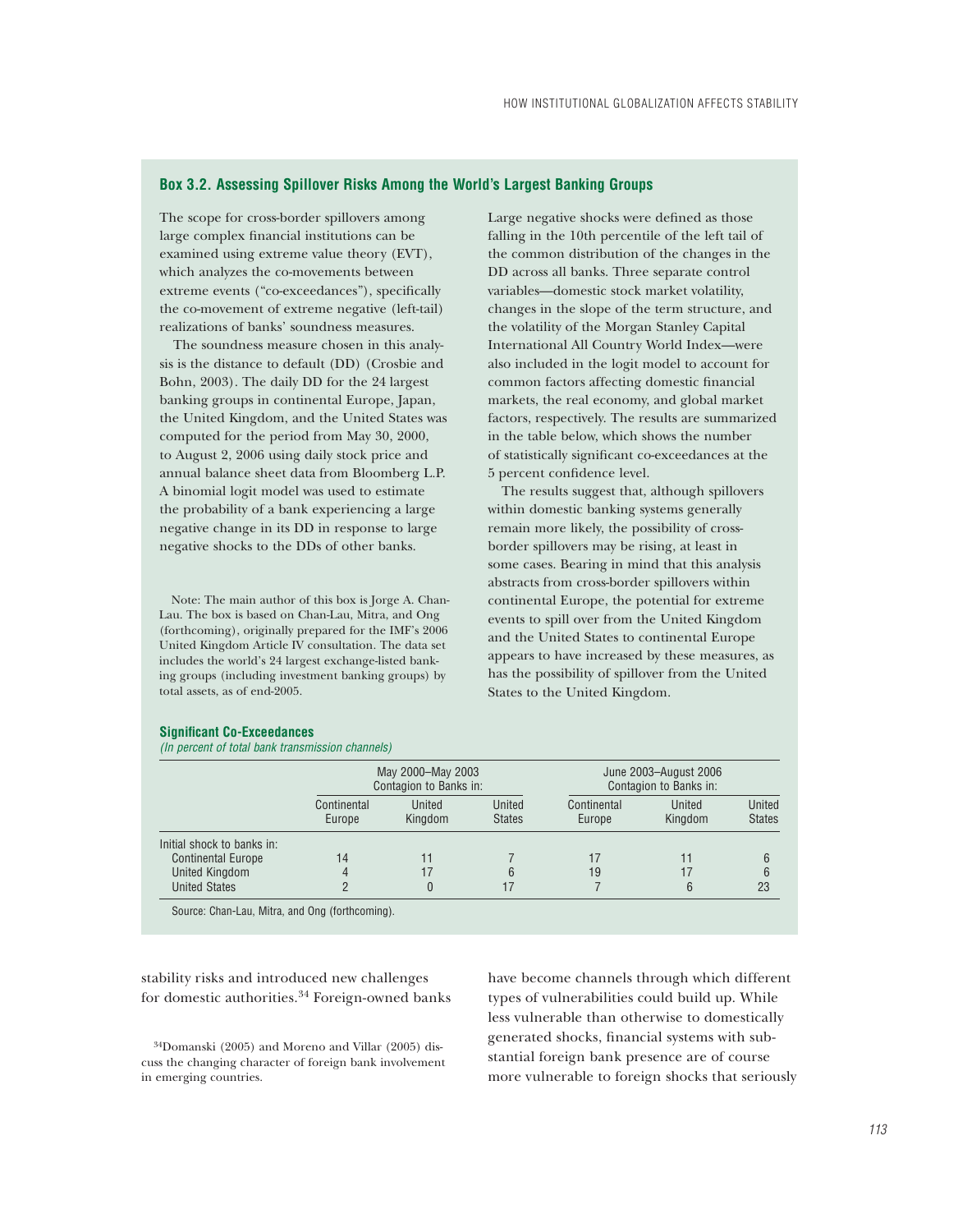### Box 3.2. Assessing Spillover Risks Among the World's Largest Banking Groups

The scope for cross-border spillovers among large complex financial institutions can be examined using extreme value theory (EVT), which analyzes the co-movements between extreme events ("co-exceedances"), specifically the co-movement of extreme negative (left-tail) realizations of banks' soundness measures.

The soundness measure chosen in this analysis is the distance to default (DD) (Crosbie and Bohn, 2003). The daily DD for the 24 largest banking groups in continental Europe, Japan, the United Kingdom, and the United States was computed for the period from May 30, 2000, to August 2, 2006 using daily stock price and annual balance sheet data from Bloomberg L.P. A binomial logit model was used to estimate the probability of a bank experiencing a large negative change in its DD in response to large negative shocks to the DDs of other banks.

Large negative shocks were defined as those falling in the 10th percentile of the left tail of the common distribution of the changes in the DD across all banks. Three separate control variables—domestic stock market volatility, changes in the slope of the term structure, and the volatility of the Morgan Stanley Capital International All Country World Index—were also included in the logit model to account for common factors affecting domestic financial markets, the real economy, and global market factors, respectively. The results are summarized in the table below, which shows the number of statistically significant co-exceedances at the 5 percent confidence level.

The results suggest that, although spillovers within domestic banking systems generally remain more likely, the possibility of cross-border spillovers may be rising, at least in some cases. Bearing in mind that this analysis abstracts from cross-border spillovers within continental Europe, the potential for extreme events to spill over from the United Kingdom and the United States to continental Europe appears to have increased by these measures, as has the possibility of spillover from the United States to the United Kingdom.

Note: The main author of this box is Jorge A. Chan-Lau. The box is based on Chan-Lau, Mitra, and Ong (forthcoming), originally prepared for the IMF's 2006 United Kingdom Article IV consultation. The data set includes the world's 24 largest exchange-listed banking groups (including investment banking groups) by total assets, as of end-2005.

**Significant Co-Exceedances**
*(In percent of total bank transmission channels)*

| | May 2000–May 2003 Contagion to Banks in: | | | June 2003–August 2006 Contagion to Banks in: | | |
|---|---|---|---|---|---|---|
| | Continental Europe | United Kingdom | United States | Continental Europe | United Kingdom | United States |
| Initial shock to banks in: | | | | | | |
| Continental Europe | 14 | 11 | 7 | 17 | 11 | 6 |
| United Kingdom | 4 | 17 | 6 | 19 | 17 | 6 |
| United States | 2 | 0 | 17 | 7 | 6 | 23 |

Source: Chan-Lau, Mitra, and Ong (forthcoming).

stability risks and introduced new challenges for domestic authorities.[34] Foreign-owned banks have become channels through which different types of vulnerabilities could build up. While less vulnerable than otherwise to domestically generated shocks, financial systems with substantial foreign bank presence are of course more vulnerable to foreign shocks that seriously

[34]Domanski (2005) and Moreno and Villar (2005) discuss the changing character of foreign bank involvement in emerging countries.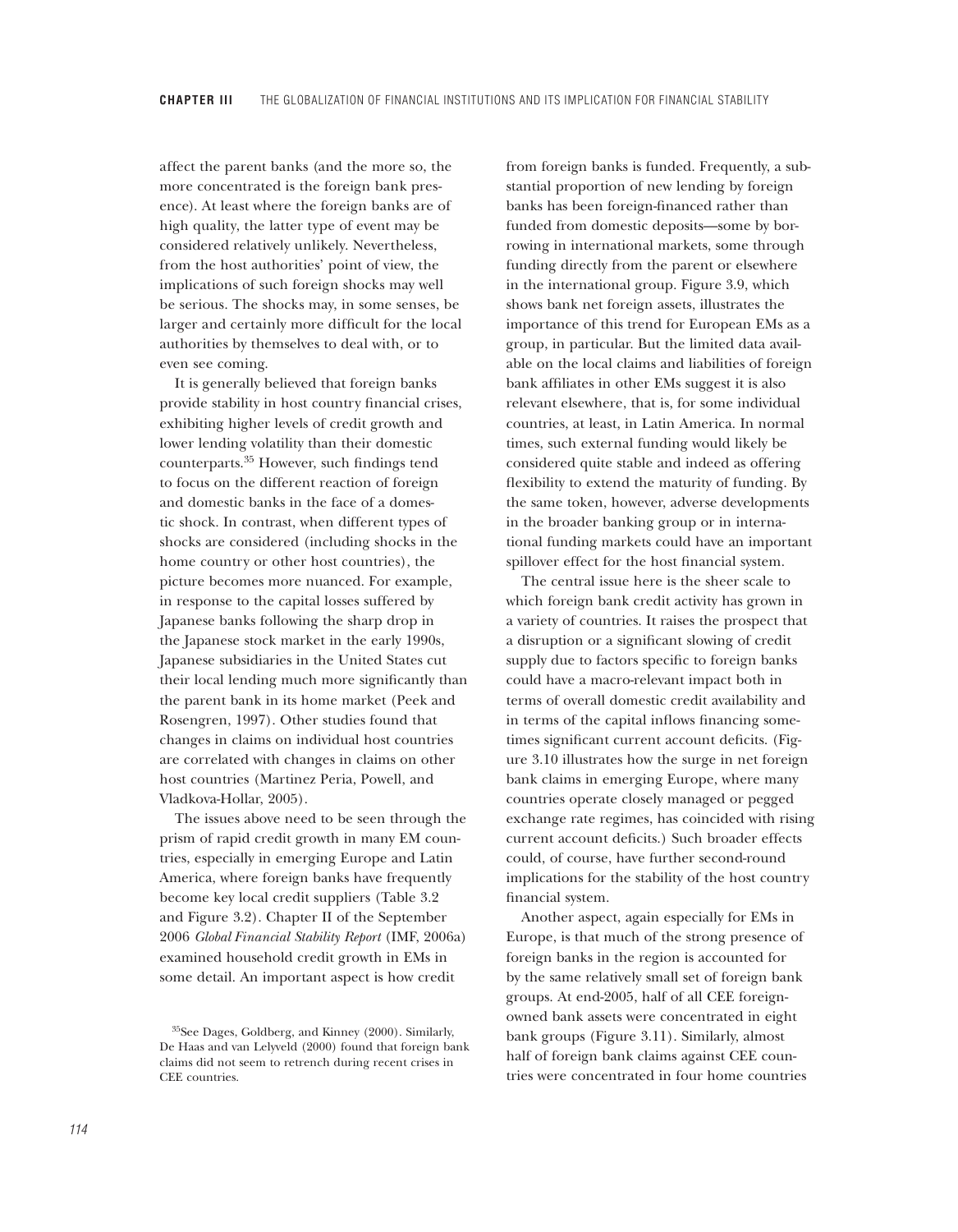affect the parent banks (and the more so, the more concentrated is the foreign bank presence). At least where the foreign banks are of high quality, the latter type of event may be considered relatively unlikely. Nevertheless, from the host authorities' point of view, the implications of such foreign shocks may well be serious. The shocks may, in some senses, be larger and certainly more difficult for the local authorities by themselves to deal with, or to even see coming.

It is generally believed that foreign banks provide stability in host country financial crises, exhibiting higher levels of credit growth and lower lending volatility than their domestic counterparts.[35] However, such findings tend to focus on the different reaction of foreign and domestic banks in the face of a domestic shock. In contrast, when different types of shocks are considered (including shocks in the home country or other host countries), the picture becomes more nuanced. For example, in response to the capital losses suffered by Japanese banks following the sharp drop in the Japanese stock market in the early 1990s, Japanese subsidiaries in the United States cut their local lending much more significantly than the parent bank in its home market (Peek and Rosengren, 1997). Other studies found that changes in claims on individual host countries are correlated with changes in claims on other host countries (Martinez Peria, Powell, and Vladkova-Hollar, 2005).

The issues above need to be seen through the prism of rapid credit growth in many EM countries, especially in emerging Europe and Latin America, where foreign banks have frequently become key local credit suppliers (Table 3.2 and Figure 3.2). Chapter II of the September 2006 *Global Financial Stability Report* (IMF, 2006a) examined household credit growth in EMs in some detail. An important aspect is how credit from foreign banks is funded. Frequently, a substantial proportion of new lending by foreign banks has been foreign-financed rather than funded from domestic deposits—some by borrowing in international markets, some through funding directly from the parent or elsewhere in the international group. Figure 3.9, which shows bank net foreign assets, illustrates the importance of this trend for European EMs as a group, in particular. But the limited data available on the local claims and liabilities of foreign bank affiliates in other EMs suggest it is also relevant elsewhere, that is, for some individual countries, at least, in Latin America. In normal times, such external funding would likely be considered quite stable and indeed as offering flexibility to extend the maturity of funding. By the same token, however, adverse developments in the broader banking group or in international funding markets could have an important spillover effect for the host financial system.

The central issue here is the sheer scale to which foreign bank credit activity has grown in a variety of countries. It raises the prospect that a disruption or a significant slowing of credit supply due to factors specific to foreign banks could have a macro-relevant impact both in terms of overall domestic credit availability and in terms of the capital inflows financing sometimes significant current account deficits. (Figure 3.10 illustrates how the surge in net foreign bank claims in emerging Europe, where many countries operate closely managed or pegged exchange rate regimes, has coincided with rising current account deficits.) Such broader effects could, of course, have further second-round implications for the stability of the host country financial system.

Another aspect, again especially for EMs in Europe, is that much of the strong presence of foreign banks in the region is accounted for by the same relatively small set of foreign bank groups. At end-2005, half of all CEE foreign-owned bank assets were concentrated in eight bank groups (Figure 3.11). Similarly, almost half of foreign bank claims against CEE countries were concentrated in four home countries

[35]See Dages, Goldberg, and Kinney (2000). Similarly, De Haas and van Lelyveld (2000) found that foreign bank claims did not seem to retrench during recent crises in CEE countries.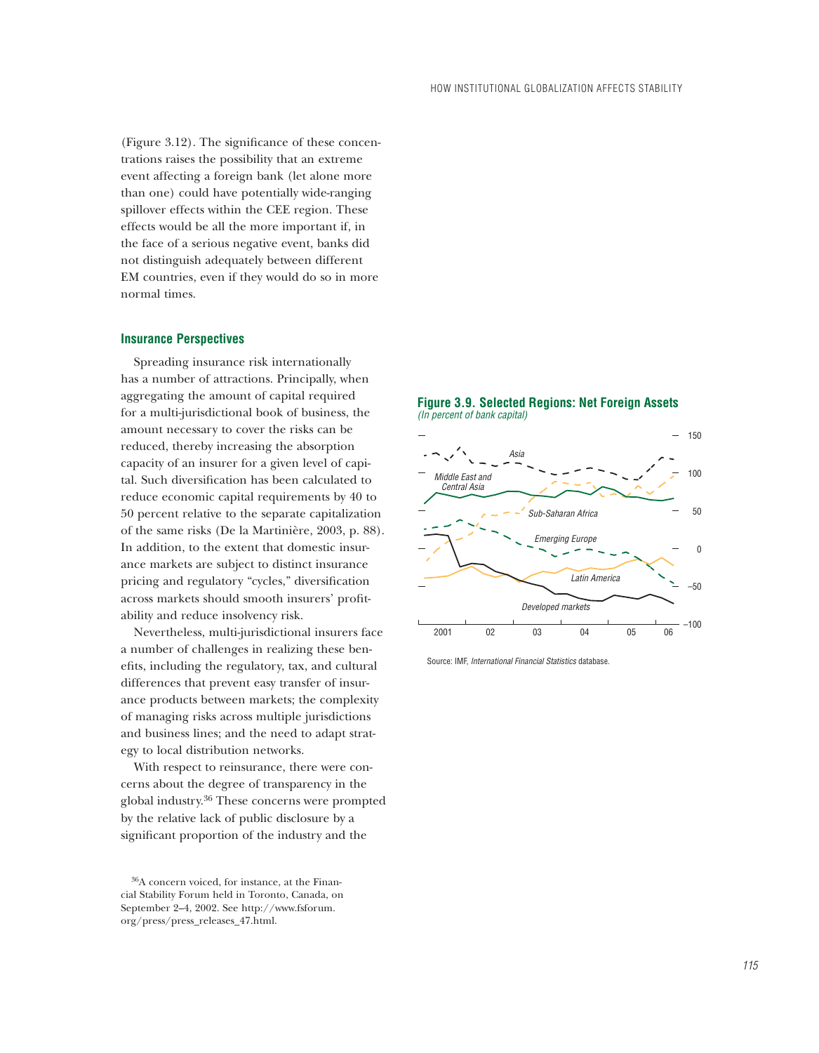(Figure 3.12). The significance of these concentrations raises the possibility that an extreme event affecting a foreign bank (let alone more than one) could have potentially wide-ranging spillover effects within the CEE region. These effects would be all the more important if, in the face of a serious negative event, banks did not distinguish adequately between different EM countries, even if they would do so in more normal times.

### Insurance Perspectives

Spreading insurance risk internationally has a number of attractions. Principally, when aggregating the amount of capital required for a multi-jurisdictional book of business, the amount necessary to cover the risks can be reduced, thereby increasing the absorption capacity of an insurer for a given level of capital. Such diversification has been calculated to reduce economic capital requirements by 40 to 50 percent relative to the separate capitalization of the same risks (De la Martinière, 2003, p. 88). In addition, to the extent that domestic insurance markets are subject to distinct insurance pricing and regulatory "cycles," diversification across markets should smooth insurers' profitability and reduce insolvency risk.

Nevertheless, multi-jurisdictional insurers face a number of challenges in realizing these benefits, including the regulatory, tax, and cultural differences that prevent easy transfer of insurance products between markets; the complexity of managing risks across multiple jurisdictions and business lines; and the need to adapt strategy to local distribution networks.

With respect to reinsurance, there were concerns about the degree of transparency in the global industry.[36] These concerns were prompted by the relative lack of public disclosure by a significant proportion of the industry and the

**Figure 3.9. Selected Regions: Net Foreign Assets**
*(In percent of bank capital)*

150
100
50
0
–50
–100

Asia
Middle East and Central Asia
Sub-Saharan Africa
Emerging Europe
Latin America
Developed markets

2001
02
03
04
05
06

Source: IMF, *International Financial Statistics* database.

[36]A concern voiced, for instance, at the Financial Stability Forum held in Toronto, Canada, on September 2–4, 2002. See http://www.fsforum.org/press/press_releases_47.html.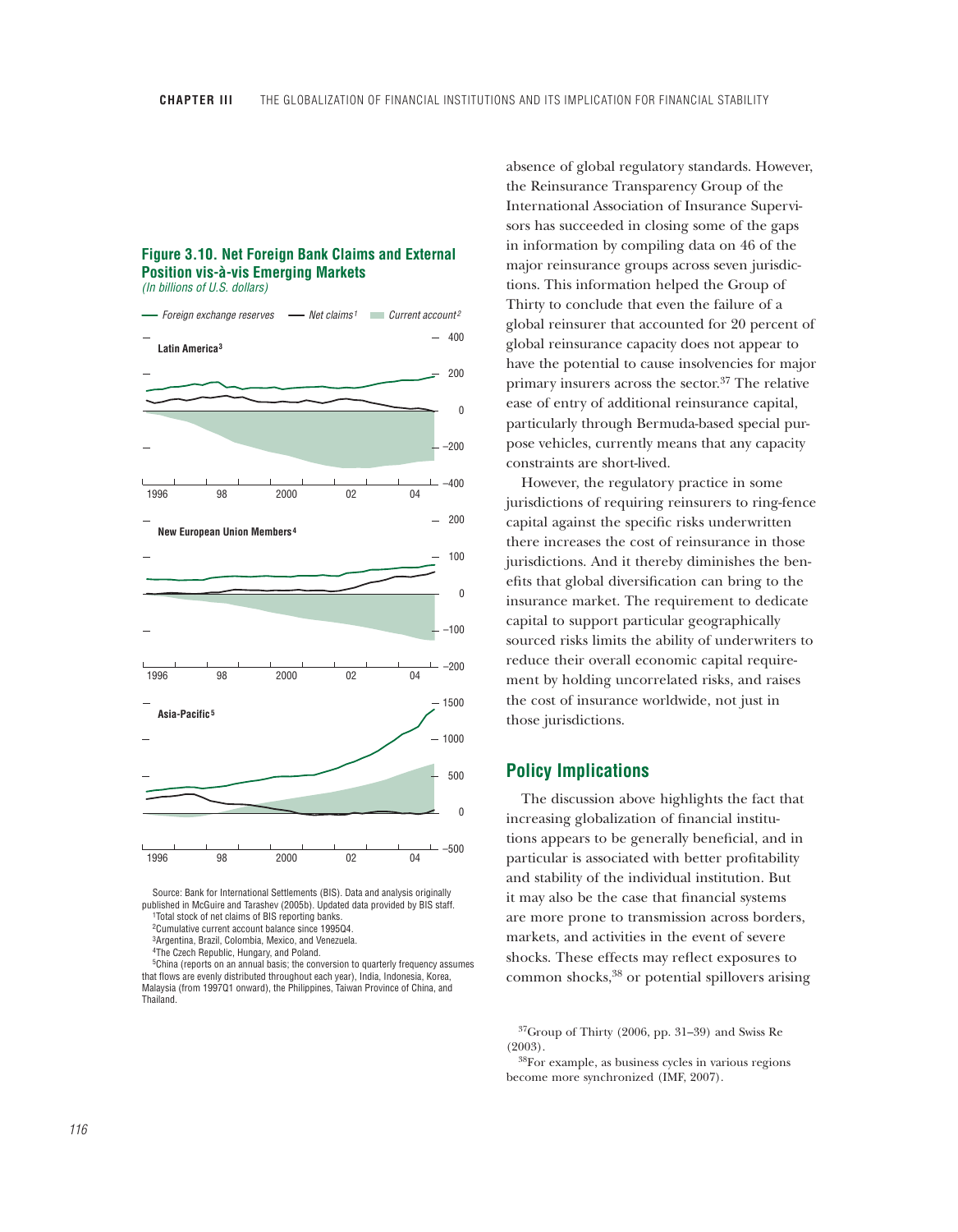**Figure 3.10. Net Foreign Bank Claims and External Position vis-à-vis Emerging Markets**

*(In billions of U.S. dollars)*

Foreign exchange reserves — Net claims[1] — Current account[2]

Latin America[3]

400
200
0
–200
–400

1996 98 2000 02 04

New European Union Members[4]

200
100
0
–100
–200

1996 98 2000 02 04

Asia-Pacific[5]

1500
1000
500
0
–500

1996 98 2000 02 04

Source: Bank for International Settlements (BIS). Data and analysis originally published in McGuire and Tarashev (2005b). Updated data provided by BIS staff.

[1]Total stock of net claims of BIS reporting banks.

[2]Cumulative current account balance since 1995Q4.

[3]Argentina, Brazil, Colombia, Mexico, and Venezuela.

[4]The Czech Republic, Hungary, and Poland.

[5]China (reports on an annual basis; the conversion to quarterly frequency assumes that flows are evenly distributed throughout each year), India, Indonesia, Korea, Malaysia (from 1997Q1 onward), the Philippines, Taiwan Province of China, and Thailand.

absence of global regulatory standards. However, the Reinsurance Transparency Group of the International Association of Insurance Supervisors has succeeded in closing some of the gaps in information by compiling data on 46 of the major reinsurance groups across seven jurisdictions. This information helped the Group of Thirty to conclude that even the failure of a global reinsurer that accounted for 20 percent of global reinsurance capacity does not appear to have the potential to cause insolvencies for major primary insurers across the sector.[37] The relative ease of entry of additional reinsurance capital, particularly through Bermuda-based special purpose vehicles, currently means that any capacity constraints are short-lived.

However, the regulatory practice in some jurisdictions of requiring reinsurers to ring-fence capital against the specific risks underwritten there increases the cost of reinsurance in those jurisdictions. And it thereby diminishes the benefits that global diversification can bring to the insurance market. The requirement to dedicate capital to support particular geographically sourced risks limits the ability of underwriters to reduce their overall economic capital requirement by holding uncorrelated risks, and raises the cost of insurance worldwide, not just in those jurisdictions.

## Policy Implications

The discussion above highlights the fact that increasing globalization of financial institutions appears to be generally beneficial, and in particular is associated with better profitability and stability of the individual institution. But it may also be the case that financial systems are more prone to transmission across borders, markets, and activities in the event of severe shocks. These effects may reflect exposures to common shocks,[38] or potential spillovers arising

[37]Group of Thirty (2006, pp. 31–39) and Swiss Re (2003).

[38]For example, as business cycles in various regions become more synchronized (IMF, 2007).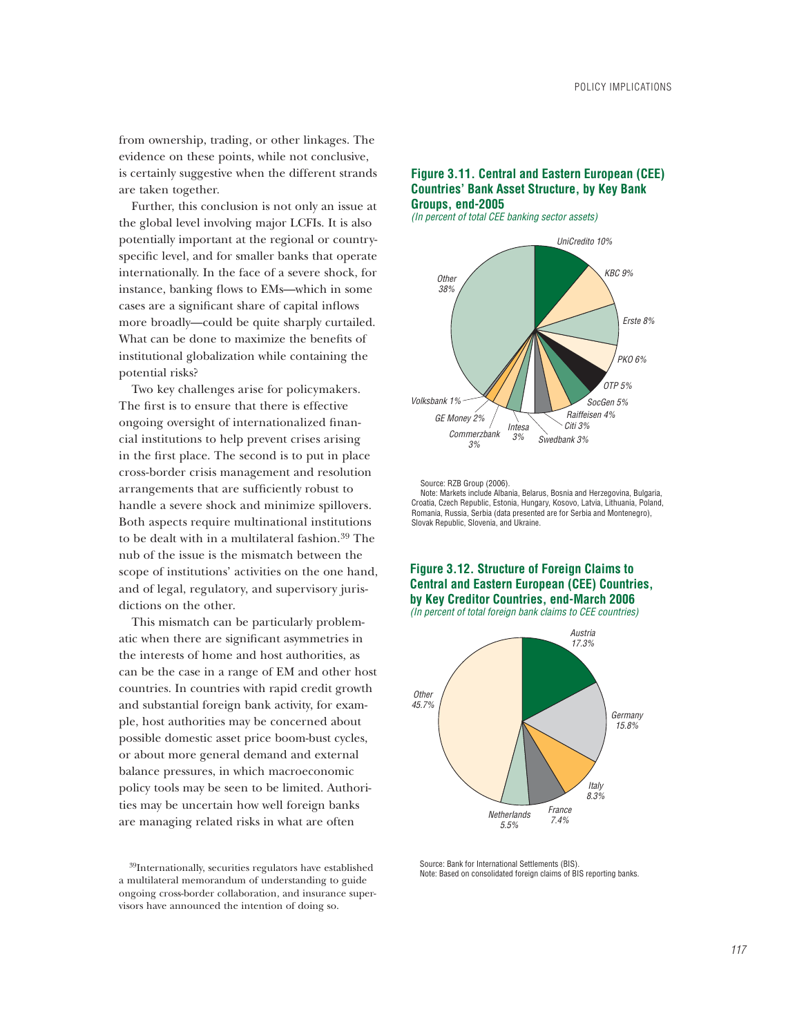from ownership, trading, or other linkages. The evidence on these points, while not conclusive, is certainly suggestive when the different strands are taken together.

Further, this conclusion is not only an issue at the global level involving major LCFIs. It is also potentially important at the regional or country-specific level, and for smaller banks that operate internationally. In the face of a severe shock, for instance, banking flows to EMs—which in some cases are a significant share of capital inflows more broadly—could be quite sharply curtailed. What can be done to maximize the benefits of institutional globalization while containing the potential risks?

Two key challenges arise for policymakers. The first is to ensure that there is effective ongoing oversight of internationalized financial institutions to help prevent crises arising in the first place. The second is to put in place cross-border crisis management and resolution arrangements that are sufficiently robust to handle a severe shock and minimize spillovers. Both aspects require multinational institutions to be dealt with in a multilateral fashion.[39] The nub of the issue is the mismatch between the scope of institutions' activities on the one hand, and of legal, regulatory, and supervisory jurisdictions on the other.

This mismatch can be particularly problematic when there are significant asymmetries in the interests of home and host authorities, as can be the case in a range of EM and other host countries. In countries with rapid credit growth and substantial foreign bank activity, for example, host authorities may be concerned about possible domestic asset price boom-bust cycles, or about more general demand and external balance pressures, in which macroeconomic policy tools may be seen to be limited. Authorities may be uncertain how well foreign banks are managing related risks in what are often

[39]Internationally, securities regulators have established a multilateral memorandum of understanding to guide ongoing cross-border collaboration, and insurance supervisors have announced the intention of doing so.

**Figure 3.11. Central and Eastern European (CEE) Countries' Bank Asset Structure, by Key Bank Groups, end-2005**

*(In percent of total CEE banking sector assets)*

UniCredito 10%
KBC 9%
Erste 8%
PKO 6%
OTP 5%
SocGen 5%
Raiffeisen 4%
Citi 3%
Swedbank 3%
Intesa 3%
Commerzbank 3%
GE Money 2%
Volksbank 1%
Other 38%

Source: RZB Group (2006).

Note: Markets include Albania, Belarus, Bosnia and Herzegovina, Bulgaria, Croatia, Czech Republic, Estonia, Hungary, Kosovo, Latvia, Lithuania, Poland, Romania, Russia, Serbia (data presented are for Serbia and Montenegro), Slovak Republic, Slovenia, and Ukraine.

**Figure 3.12. Structure of Foreign Claims to Central and Eastern European (CEE) Countries, by Key Creditor Countries, end-March 2006**

*(In percent of total foreign bank claims to CEE countries)*

Austria 17.3%
Germany 15.8%
Italy 8.3%
France 7.4%
Netherlands 5.5%
Other 45.7%

Source: Bank for International Settlements (BIS).

Note: Based on consolidated foreign claims of BIS reporting banks.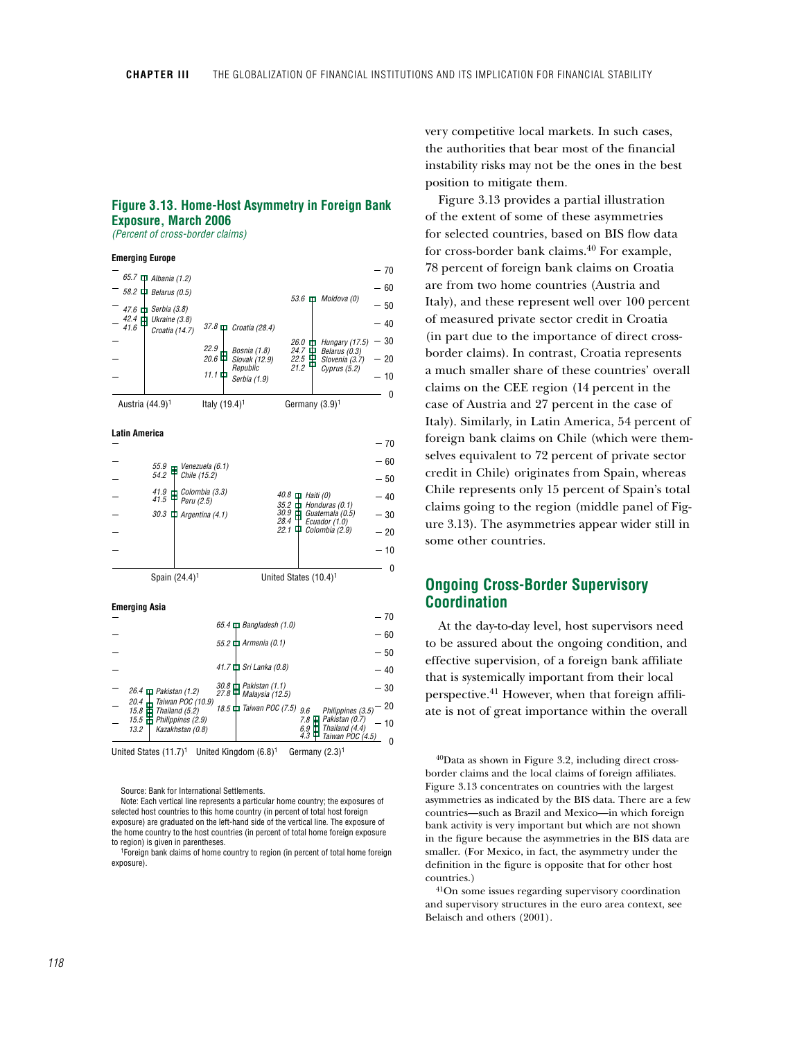**Figure 3.13. Home-Host Asymmetry in Foreign Bank Exposure, March 2006**
*(Percent of cross-border claims)*

**Emerging Europe**

65.7 Albania (1.2)
58.2 Belarus (0.5)
47.6 Serbia (3.8)
42.4 Ukraine (3.8)
41.6 Croatia (14.7)
Austria (44.9)[1]

37.8 Croatia (28.4)
22.9 Bosnia (1.8)
20.6 Slovak Republic (12.9)
11.1 Serbia (1.9)
Italy (19.4)[1]

53.6 Moldova (0)
26.0 Hungary (17.5)
24.7 Belarus (0.3)
22.5 Slovenia (3.7)
21.2 Cyprus (5.2)
Germany (3.9)[1]

70
60
50
40
30
20
10
0

**Latin America**

55.9 Venezuela (6.1)
54.2 Chile (15.2)
41.9 Colombia (3.3)
41.5 Peru (2.5)
30.3 Argentina (4.1)
Spain (24.4)[1]

40.8 Haiti (0)
35.2 Honduras (0.1)
30.9 Guatemala (0.5)
28.4 Ecuador (1.0)
22.1 Colombia (2.9)
United States (10.4)[1]

70
60
50
40
30
20
10
0

**Emerging Asia**

26.4 Pakistan (1.2)
20.4 Taiwan POC (10.9)
15.8 Thailand (5.2)
15.5 Philippines (2.9)
13.2 Kazakhstan (0.8)
United States (11.7)[1]

65.4 Bangladesh (1.0)
55.2 Armenia (0.1)
41.7 Sri Lanka (0.8)
30.8 Pakistan (1.1)
27.8 Malaysia (12.5)
18.5 Taiwan POC (7.5)
United Kingdom (6.8)[1]

9.6 Philippines (3.5)
7.8 Pakistan (0.7)
6.9 Thailand (4.4)
4.3 Taiwan POC (4.5)
Germany (2.3)[1]

70
60
50
40
30
20
10
0

Source: Bank for International Settlements.

Note: Each vertical line represents a particular home country; the exposures of selected host countries to this home country (in percent of total host foreign exposure) are graduated on the left-hand side of the vertical line. The exposure of the home country to the host countries (in percent of total home foreign exposure to region) is given in parentheses.

[1]Foreign bank claims of home country to region (in percent of total home foreign exposure).

very competitive local markets. In such cases, the authorities that bear most of the financial instability risks may not be the ones in the best position to mitigate them.

Figure 3.13 provides a partial illustration of the extent of some of these asymmetries for selected countries, based on BIS flow data for cross-border bank claims.[40] For example, 78 percent of foreign bank claims on Croatia are from two home countries (Austria and Italy), and these represent well over 100 percent of measured private sector credit in Croatia (in part due to the importance of direct cross-border claims). In contrast, Croatia represents a much smaller share of these countries' overall claims on the CEE region (14 percent in the case of Austria and 27 percent in the case of Italy). Similarly, in Latin America, 54 percent of foreign bank claims on Chile (which were themselves equivalent to 72 percent of private sector credit in Chile) originates from Spain, whereas Chile represents only 15 percent of Spain's total claims going to the region (middle panel of Figure 3.13). The asymmetries appear wider still in some other countries.

## Ongoing Cross-Border Supervisory Coordination

At the day-to-day level, host supervisors need to be assured about the ongoing condition, and effective supervision, of a foreign bank affiliate that is systemically important from their local perspective.[41] However, when that foreign affiliate is not of great importance within the overall

[40]Data as shown in Figure 3.2, including direct cross-border claims and the local claims of foreign affiliates. Figure 3.13 concentrates on countries with the largest asymmetries as indicated by the BIS data. There are a few countries—such as Brazil and Mexico—in which foreign bank activity is very important but which are not shown in the figure because the asymmetries in the BIS data are smaller. (For Mexico, in fact, the asymmetry under the definition in the figure is opposite that for other host countries.)

[41]On some issues regarding supervisory coordination and supervisory structures in the euro area context, see Belaisch and others (2001).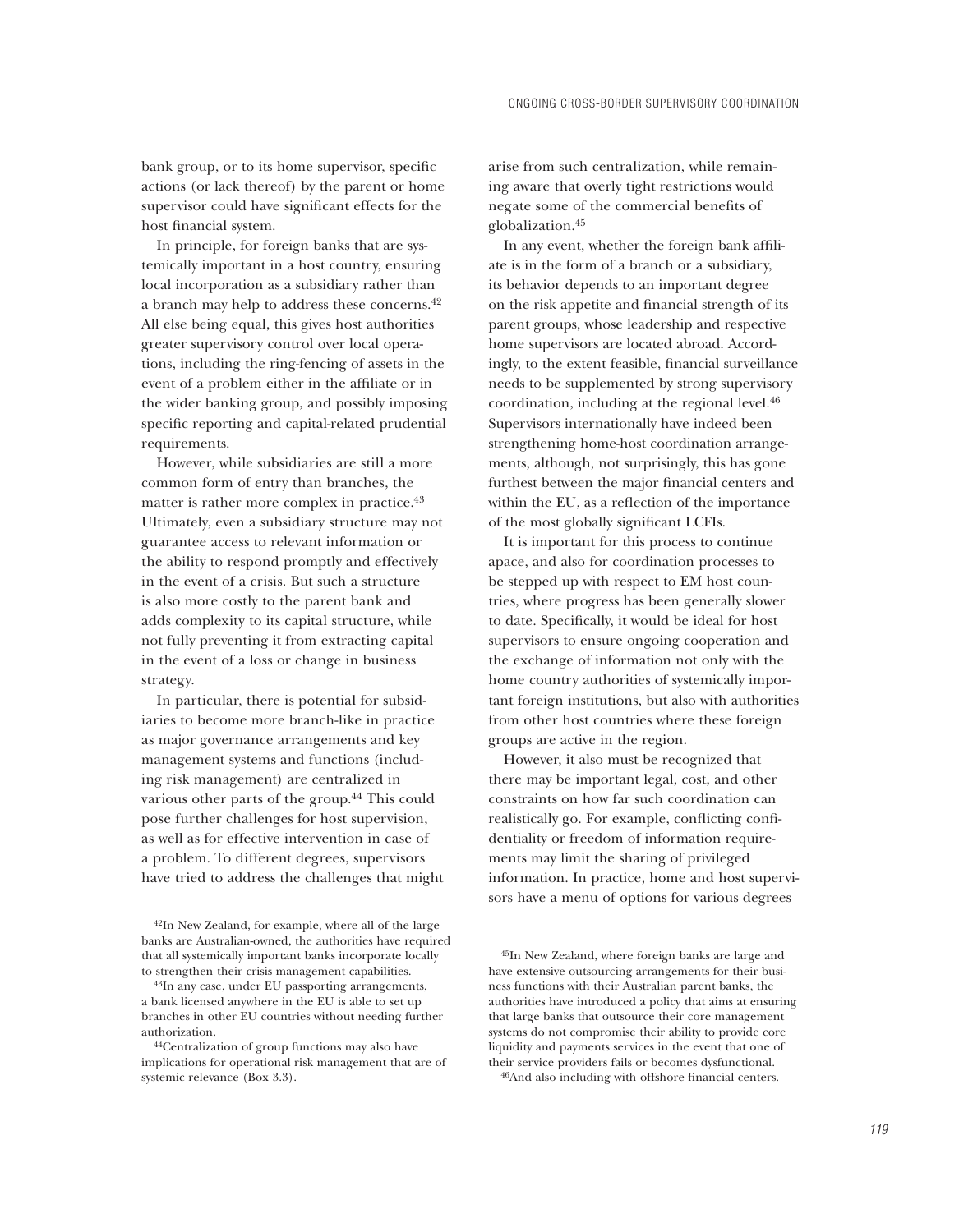bank group, or to its home supervisor, specific actions (or lack thereof) by the parent or home supervisor could have significant effects for the host financial system.

In principle, for foreign banks that are systemically important in a host country, ensuring local incorporation as a subsidiary rather than a branch may help to address these concerns.[42] All else being equal, this gives host authorities greater supervisory control over local operations, including the ring-fencing of assets in the event of a problem either in the affiliate or in the wider banking group, and possibly imposing specific reporting and capital-related prudential requirements.

However, while subsidiaries are still a more common form of entry than branches, the matter is rather more complex in practice.[43] Ultimately, even a subsidiary structure may not guarantee access to relevant information or the ability to respond promptly and effectively in the event of a crisis. But such a structure is also more costly to the parent bank and adds complexity to its capital structure, while not fully preventing it from extracting capital in the event of a loss or change in business strategy.

In particular, there is potential for subsidiaries to become more branch-like in practice as major governance arrangements and key management systems and functions (including risk management) are centralized in various other parts of the group.[44] This could pose further challenges for host supervision, as well as for effective intervention in case of a problem. To different degrees, supervisors have tried to address the challenges that might arise from such centralization, while remaining aware that overly tight restrictions would negate some of the commercial benefits of globalization.[45]

In any event, whether the foreign bank affiliate is in the form of a branch or a subsidiary, its behavior depends to an important degree on the risk appetite and financial strength of its parent groups, whose leadership and respective home supervisors are located abroad. Accordingly, to the extent feasible, financial surveillance needs to be supplemented by strong supervisory coordination, including at the regional level.[46] Supervisors internationally have indeed been strengthening home-host coordination arrangements, although, not surprisingly, this has gone furthest between the major financial centers and within the EU, as a reflection of the importance of the most globally significant LCFIs.

It is important for this process to continue apace, and also for coordination processes to be stepped up with respect to EM host countries, where progress has been generally slower to date. Specifically, it would be ideal for host supervisors to ensure ongoing cooperation and the exchange of information not only with the home country authorities of systemically important foreign institutions, but also with authorities from other host countries where these foreign groups are active in the region.

However, it also must be recognized that there may be important legal, cost, and other constraints on how far such coordination can realistically go. For example, conflicting confidentiality or freedom of information requirements may limit the sharing of privileged information. In practice, home and host supervisors have a menu of options for various degrees

[42]In New Zealand, for example, where all of the large banks are Australian-owned, the authorities have required that all systemically important banks incorporate locally to strengthen their crisis management capabilities.

[43]In any case, under EU passporting arrangements, a bank licensed anywhere in the EU is able to set up branches in other EU countries without needing further authorization.

[44]Centralization of group functions may also have implications for operational risk management that are of systemic relevance (Box 3.3).

[45]In New Zealand, where foreign banks are large and have extensive outsourcing arrangements for their business functions with their Australian parent banks, the authorities have introduced a policy that aims at ensuring that large banks that outsource their core management systems do not compromise their ability to provide core liquidity and payments services in the event that one of their service providers fails or becomes dysfunctional.

[46]And also including with offshore financial centers.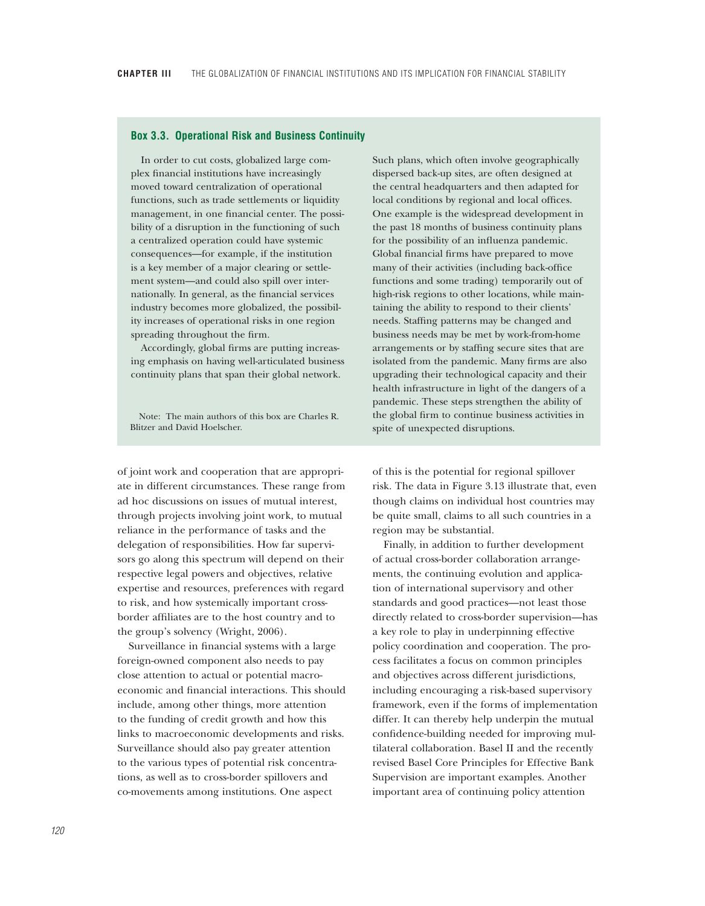### Box 3.3. Operational Risk and Business Continuity

In order to cut costs, globalized large complex financial institutions have increasingly moved toward centralization of operational functions, such as trade settlements or liquidity management, in one financial center. The possibility of a disruption in the functioning of such a centralized operation could have systemic consequences—for example, if the institution is a key member of a major clearing or settlement system—and could also spill over internationally. In general, as the financial services industry becomes more globalized, the possibility increases of operational risks in one region spreading throughout the firm.

Accordingly, global firms are putting increasing emphasis on having well-articulated business continuity plans that span their global network. Such plans, which often involve geographically dispersed back-up sites, are often designed at the central headquarters and then adapted for local conditions by regional and local offices. One example is the widespread development in the past 18 months of business continuity plans for the possibility of an influenza pandemic. Global financial firms have prepared to move many of their activities (including back-office functions and some trading) temporarily out of high-risk regions to other locations, while maintaining the ability to respond to their clients' needs. Staffing patterns may be changed and business needs may be met by work-from-home arrangements or by staffing secure sites that are isolated from the pandemic. Many firms are also upgrading their technological capacity and their health infrastructure in light of the dangers of a pandemic. These steps strengthen the ability of the global firm to continue business activities in spite of unexpected disruptions.

Note: The main authors of this box are Charles R. Blitzer and David Hoelscher.

of joint work and cooperation that are appropriate in different circumstances. These range from ad hoc discussions on issues of mutual interest, through projects involving joint work, to mutual reliance in the performance of tasks and the delegation of responsibilities. How far supervisors go along this spectrum will depend on their respective legal powers and objectives, relative expertise and resources, preferences with regard to risk, and how systemically important cross-border affiliates are to the host country and to the group's solvency (Wright, 2006).

Surveillance in financial systems with a large foreign-owned component also needs to pay close attention to actual or potential macroeconomic and financial interactions. This should include, among other things, more attention to the funding of credit growth and how this links to macroeconomic developments and risks. Surveillance should also pay greater attention to the various types of potential risk concentrations, as well as to cross-border spillovers and co-movements among institutions. One aspect of this is the potential for regional spillover risk. The data in Figure 3.13 illustrate that, even though claims on individual host countries may be quite small, claims to all such countries in a region may be substantial.

Finally, in addition to further development of actual cross-border collaboration arrangements, the continuing evolution and application of international supervisory and other standards and good practices—not least those directly related to cross-border supervision—has a key role to play in underpinning effective policy coordination and cooperation. The process facilitates a focus on common principles and objectives across different jurisdictions, including encouraging a risk-based supervisory framework, even if the forms of implementation differ. It can thereby help underpin the mutual confidence-building needed for improving multilateral collaboration. Basel II and the recently revised Basel Core Principles for Effective Bank Supervision are important examples. Another important area of continuing policy attention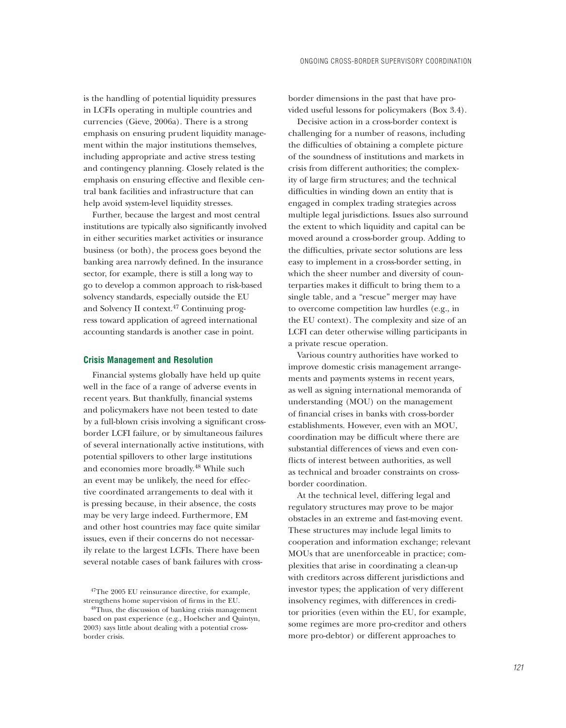is the handling of potential liquidity pressures in LCFIs operating in multiple countries and currencies (Gieve, 2006a). There is a strong emphasis on ensuring prudent liquidity management within the major institutions themselves, including appropriate and active stress testing and contingency planning. Closely related is the emphasis on ensuring effective and flexible central bank facilities and infrastructure that can help avoid system-level liquidity stresses.

Further, because the largest and most central institutions are typically also significantly involved in either securities market activities or insurance business (or both), the process goes beyond the banking area narrowly defined. In the insurance sector, for example, there is still a long way to go to develop a common approach to risk-based solvency standards, especially outside the EU and Solvency II context.[47] Continuing progress toward application of agreed international accounting standards is another case in point.

### Crisis Management and Resolution

Financial systems globally have held up quite well in the face of a range of adverse events in recent years. But thankfully, financial systems and policymakers have not been tested to date by a full-blown crisis involving a significant cross-border LCFI failure, or by simultaneous failures of several internationally active institutions, with potential spillovers to other large institutions and economies more broadly.[48] While such an event may be unlikely, the need for effective coordinated arrangements to deal with it is pressing because, in their absence, the costs may be very large indeed. Furthermore, EM and other host countries may face quite similar issues, even if their concerns do not necessarily relate to the largest LCFIs. There have been several notable cases of bank failures with cross-border dimensions in the past that have provided useful lessons for policymakers (Box 3.4).

Decisive action in a cross-border context is challenging for a number of reasons, including the difficulties of obtaining a complete picture of the soundness of institutions and markets in crisis from different authorities; the complexity of large firm structures; and the technical difficulties in winding down an entity that is engaged in complex trading strategies across multiple legal jurisdictions. Issues also surround the extent to which liquidity and capital can be moved around a cross-border group. Adding to the difficulties, private sector solutions are less easy to implement in a cross-border setting, in which the sheer number and diversity of counterparties makes it difficult to bring them to a single table, and a "rescue" merger may have to overcome competition law hurdles (e.g., in the EU context). The complexity and size of an LCFI can deter otherwise willing participants in a private rescue operation.

Various country authorities have worked to improve domestic crisis management arrangements and payments systems in recent years, as well as signing international memoranda of understanding (MOU) on the management of financial crises in banks with cross-border establishments. However, even with an MOU, coordination may be difficult where there are substantial differences of views and even conflicts of interest between authorities, as well as technical and broader constraints on cross-border coordination.

At the technical level, differing legal and regulatory structures may prove to be major obstacles in an extreme and fast-moving event. These structures may include legal limits to cooperation and information exchange; relevant MOUs that are unenforceable in practice; complexities that arise in coordinating a clean-up with creditors across different jurisdictions and investor types; the application of very different insolvency regimes, with differences in creditor priorities (even within the EU, for example, some regimes are more pro-creditor and others more pro-debtor) or different approaches to

[47] The 2005 EU reinsurance directive, for example, strengthens home supervision of firms in the EU.

[48] Thus, the discussion of banking crisis management based on past experience (e.g., Hoelscher and Quintyn, 2003) says little about dealing with a potential cross-border crisis.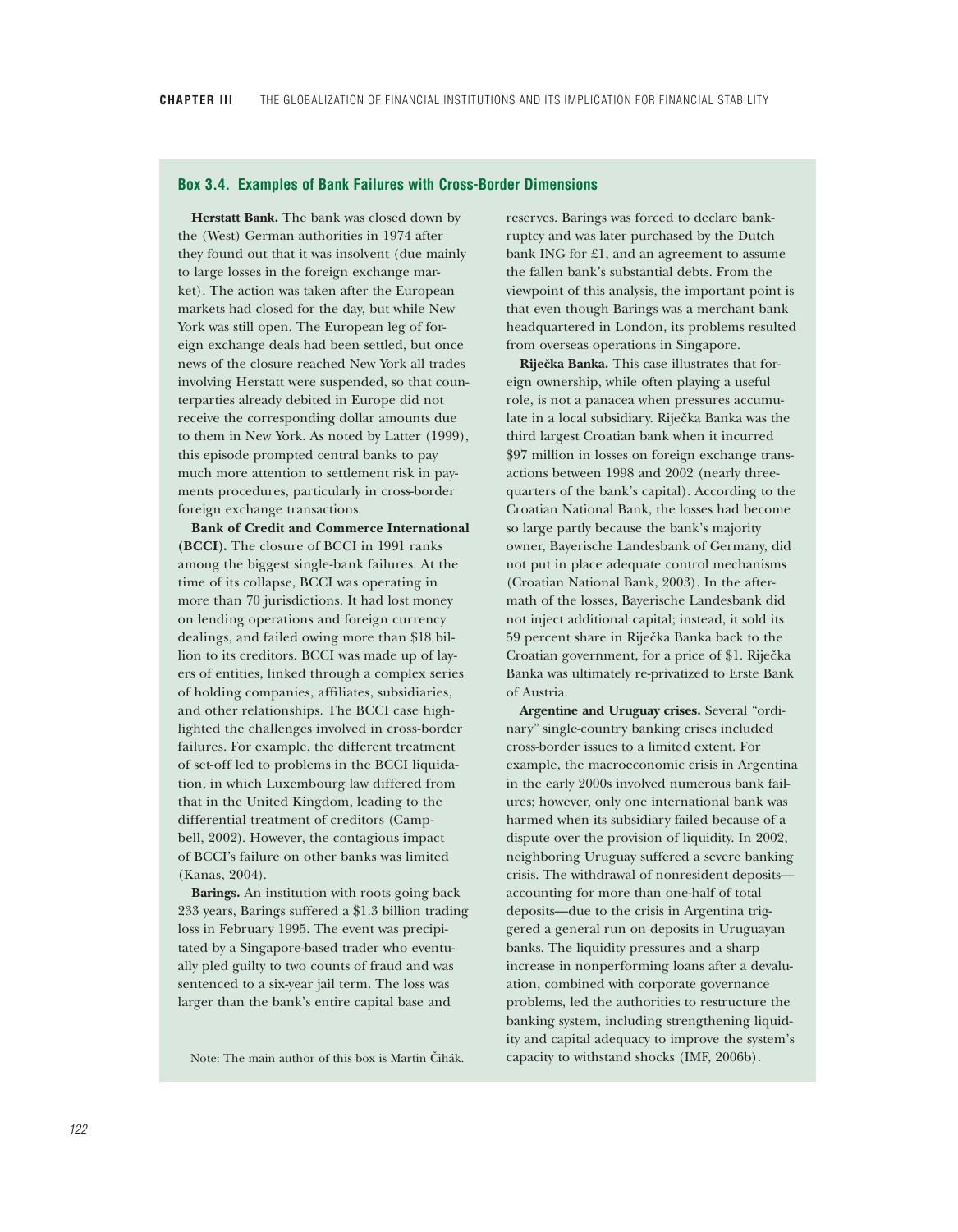### Box 3.4. Examples of Bank Failures with Cross-Border Dimensions

**Herstatt Bank.** The bank was closed down by the (West) German authorities in 1974 after they found out that it was insolvent (due mainly to large losses in the foreign exchange market). The action was taken after the European markets had closed for the day, but while New York was still open. The European leg of foreign exchange deals had been settled, but once news of the closure reached New York all trades involving Herstatt were suspended, so that counterparties already debited in Europe did not receive the corresponding dollar amounts due to them in New York. As noted by Latter (1999), this episode prompted central banks to pay much more attention to settlement risk in payments procedures, particularly in cross-border foreign exchange transactions.

**Bank of Credit and Commerce International (BCCI).** The closure of BCCI in 1991 ranks among the biggest single-bank failures. At the time of its collapse, BCCI was operating in more than 70 jurisdictions. It had lost money on lending operations and foreign currency dealings, and failed owing more than $18 billion to its creditors. BCCI was made up of layers of entities, linked through a complex series of holding companies, affiliates, subsidiaries, and other relationships. The BCCI case highlighted the challenges involved in cross-border failures. For example, the different treatment of set-off led to problems in the BCCI liquidation, in which Luxembourg law differed from that in the United Kingdom, leading to the differential treatment of creditors (Campbell, 2002). However, the contagious impact of BCCI's failure on other banks was limited (Kanas, 2004).

**Barings.** An institution with roots going back 233 years, Barings suffered a $1.3 billion trading loss in February 1995. The event was precipitated by a Singapore-based trader who eventually pled guilty to two counts of fraud and was sentenced to a six-year jail term. The loss was larger than the bank's entire capital base and reserves. Barings was forced to declare bankruptcy and was later purchased by the Dutch bank ING for £1, and an agreement to assume the fallen bank's substantial debts. From the viewpoint of this analysis, the important point is that even though Barings was a merchant bank headquartered in London, its problems resulted from overseas operations in Singapore.

**Riječka Banka.** This case illustrates that foreign ownership, while often playing a useful role, is not a panacea when pressures accumulate in a local subsidiary. Riječka Banka was the third largest Croatian bank when it incurred $97 million in losses on foreign exchange transactions between 1998 and 2002 (nearly three-quarters of the bank's capital). According to the Croatian National Bank, the losses had become so large partly because the bank's majority owner, Bayerische Landesbank of Germany, did not put in place adequate control mechanisms (Croatian National Bank, 2003). In the aftermath of the losses, Bayerische Landesbank did not inject additional capital; instead, it sold its 59 percent share in Riječka Banka back to the Croatian government, for a price of $1. Riječka Banka was ultimately re-privatized to Erste Bank of Austria.

**Argentine and Uruguay crises.** Several "ordinary" single-country banking crises included cross-border issues to a limited extent. For example, the macroeconomic crisis in Argentina in the early 2000s involved numerous bank failures; however, only one international bank was harmed when its subsidiary failed because of a dispute over the provision of liquidity. In 2002, neighboring Uruguay suffered a severe banking crisis. The withdrawal of nonresident deposits—accounting for more than one-half of total deposits—due to the crisis in Argentina triggered a general run on deposits in Uruguayan banks. The liquidity pressures and a sharp increase in nonperforming loans after a devaluation, combined with corporate governance problems, led the authorities to restructure the banking system, including strengthening liquidity and capital adequacy to improve the system's capacity to withstand shocks (IMF, 2006b).

Note: The main author of this box is Martin Čihák.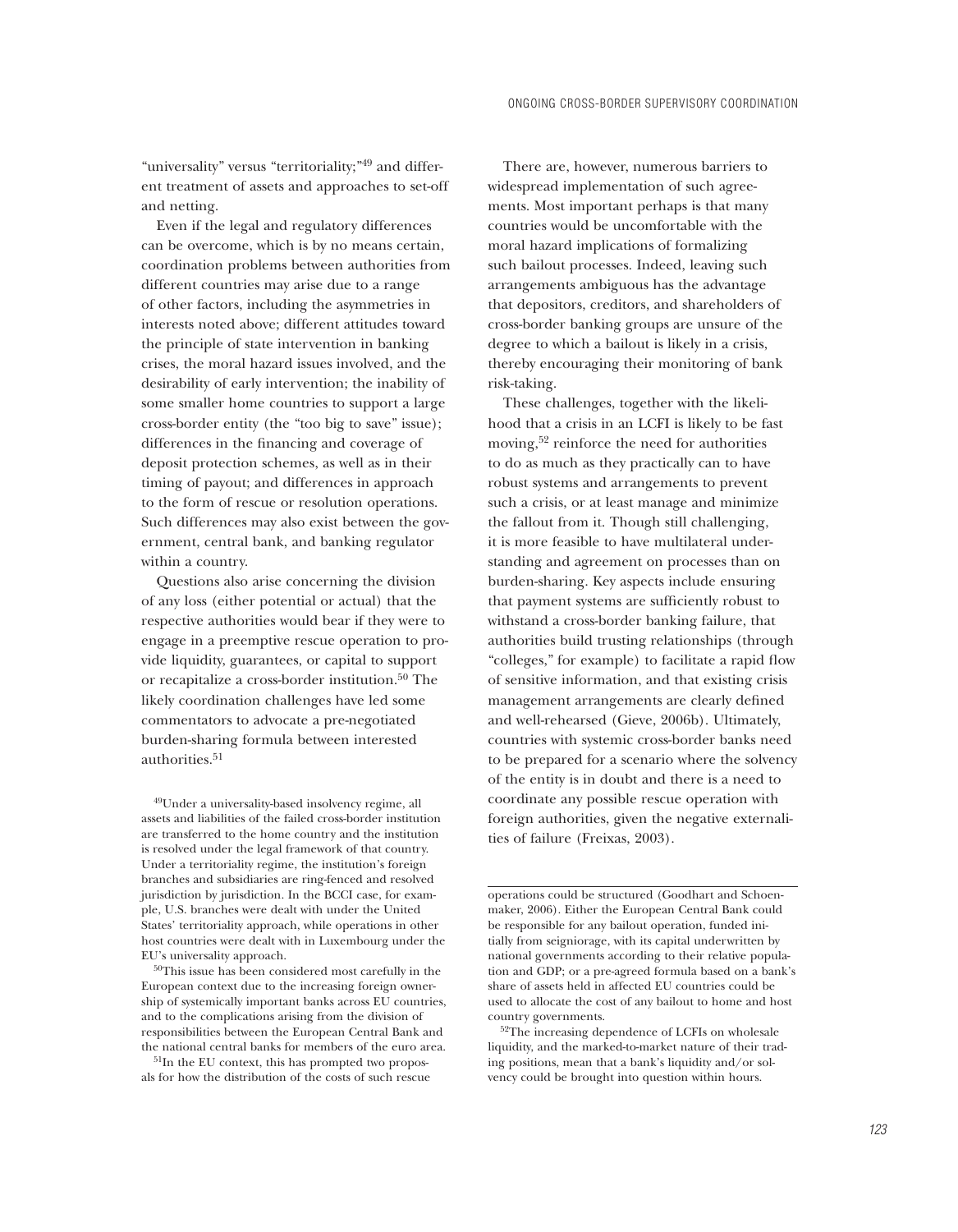"universality" versus "territoriality;"[49] and different treatment of assets and approaches to set-off and netting.

Even if the legal and regulatory differences can be overcome, which is by no means certain, coordination problems between authorities from different countries may arise due to a range of other factors, including the asymmetries in interests noted above; different attitudes toward the principle of state intervention in banking crises, the moral hazard issues involved, and the desirability of early intervention; the inability of some smaller home countries to support a large cross-border entity (the "too big to save" issue); differences in the financing and coverage of deposit protection schemes, as well as in their timing of payout; and differences in approach to the form of rescue or resolution operations. Such differences may also exist between the government, central bank, and banking regulator within a country.

Questions also arise concerning the division of any loss (either potential or actual) that the respective authorities would bear if they were to engage in a preemptive rescue operation to provide liquidity, guarantees, or capital to support or recapitalize a cross-border institution.[50] The likely coordination challenges have led some commentators to advocate a pre-negotiated burden-sharing formula between interested authorities.[51]

There are, however, numerous barriers to widespread implementation of such agreements. Most important perhaps is that many countries would be uncomfortable with the moral hazard implications of formalizing such bailout processes. Indeed, leaving such arrangements ambiguous has the advantage that depositors, creditors, and shareholders of cross-border banking groups are unsure of the degree to which a bailout is likely in a crisis, thereby encouraging their monitoring of bank risk-taking.

These challenges, together with the likelihood that a crisis in an LCFI is likely to be fast moving,[52] reinforce the need for authorities to do as much as they practically can to have robust systems and arrangements to prevent such a crisis, or at least manage and minimize the fallout from it. Though still challenging, it is more feasible to have multilateral understanding and agreement on processes than on burden-sharing. Key aspects include ensuring that payment systems are sufficiently robust to withstand a cross-border banking failure, that authorities build trusting relationships (through "colleges," for example) to facilitate a rapid flow of sensitive information, and that existing crisis management arrangements are clearly defined and well-rehearsed (Gieve, 2006b). Ultimately, countries with systemic cross-border banks need to be prepared for a scenario where the solvency of the entity is in doubt and there is a need to coordinate any possible rescue operation with foreign authorities, given the negative externalities of failure (Freixas, 2003).

[49]Under a universality-based insolvency regime, all assets and liabilities of the failed cross-border institution are transferred to the home country and the institution is resolved under the legal framework of that country. Under a territoriality regime, the institution's foreign branches and subsidiaries are ring-fenced and resolved jurisdiction by jurisdiction. In the BCCI case, for example, U.S. branches were dealt with under the United States' territoriality approach, while operations in other host countries were dealt with in Luxembourg under the EU's universality approach.

[50]This issue has been considered most carefully in the European context due to the increasing foreign ownership of systemically important banks across EU countries, and to the complications arising from the division of responsibilities between the European Central Bank and the national central banks for members of the euro area.

[51]In the EU context, this has prompted two proposals for how the distribution of the costs of such rescue operations could be structured (Goodhart and Schoenmaker, 2006). Either the European Central Bank could be responsible for any bailout operation, funded initially from seigniorage, with its capital underwritten by national governments according to their relative population and GDP; or a pre-agreed formula based on a bank's share of assets held in affected EU countries could be used to allocate the cost of any bailout to home and host country governments.

[52]The increasing dependence of LCFIs on wholesale liquidity, and the marked-to-market nature of their trading positions, mean that a bank's liquidity and/or solvency could be brought into question within hours.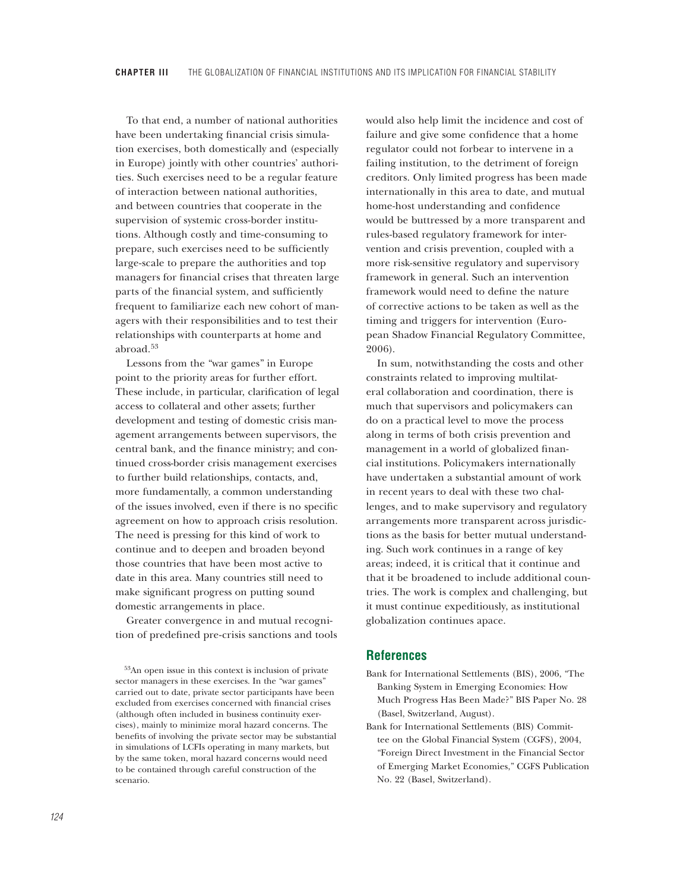To that end, a number of national authorities have been undertaking financial crisis simulation exercises, both domestically and (especially in Europe) jointly with other countries' authorities. Such exercises need to be a regular feature of interaction between national authorities, and between countries that cooperate in the supervision of systemic cross-border institutions. Although costly and time-consuming to prepare, such exercises need to be sufficiently large-scale to prepare the authorities and top managers for financial crises that threaten large parts of the financial system, and sufficiently frequent to familiarize each new cohort of managers with their responsibilities and to test their relationships with counterparts at home and abroad.[53]

Lessons from the "war games" in Europe point to the priority areas for further effort. These include, in particular, clarification of legal access to collateral and other assets; further development and testing of domestic crisis management arrangements between supervisors, the central bank, and the finance ministry; and continued cross-border crisis management exercises to further build relationships, contacts, and, more fundamentally, a common understanding of the issues involved, even if there is no specific agreement on how to approach crisis resolution. The need is pressing for this kind of work to continue and to deepen and broaden beyond those countries that have been most active to date in this area. Many countries still need to make significant progress on putting sound domestic arrangements in place.

Greater convergence in and mutual recognition of predefined pre-crisis sanctions and tools would also help limit the incidence and cost of failure and give some confidence that a home regulator could not forbear to intervene in a failing institution, to the detriment of foreign creditors. Only limited progress has been made internationally in this area to date, and mutual home-host understanding and confidence would be buttressed by a more transparent and rules-based regulatory framework for intervention and crisis prevention, coupled with a more risk-sensitive regulatory and supervisory framework in general. Such an intervention framework would need to define the nature of corrective actions to be taken as well as the timing and triggers for intervention (European Shadow Financial Regulatory Committee, 2006).

In sum, notwithstanding the costs and other constraints related to improving multilateral collaboration and coordination, there is much that supervisors and policymakers can do on a practical level to move the process along in terms of both crisis prevention and management in a world of globalized financial institutions. Policymakers internationally have undertaken a substantial amount of work in recent years to deal with these two challenges, and to make supervisory and regulatory arrangements more transparent across jurisdictions as the basis for better mutual understanding. Such work continues in a range of key areas; indeed, it is critical that it continue and that it be broadened to include additional countries. The work is complex and challenging, but it must continue expeditiously, as institutional globalization continues apace.

[53]An open issue in this context is inclusion of private sector managers in these exercises. In the "war games" carried out to date, private sector participants have been excluded from exercises concerned with financial crises (although often included in business continuity exercises), mainly to minimize moral hazard concerns. The benefits of involving the private sector may be substantial in simulations of LCFIs operating in many markets, but by the same token, moral hazard concerns would need to be contained through careful construction of the scenario.

## References

Bank for International Settlements (BIS), 2006, "The Banking System in Emerging Economies: How Much Progress Has Been Made?" BIS Paper No. 28 (Basel, Switzerland, August).

Bank for International Settlements (BIS) Committee on the Global Financial System (CGFS), 2004, "Foreign Direct Investment in the Financial Sector of Emerging Market Economies," CGFS Publication No. 22 (Basel, Switzerland).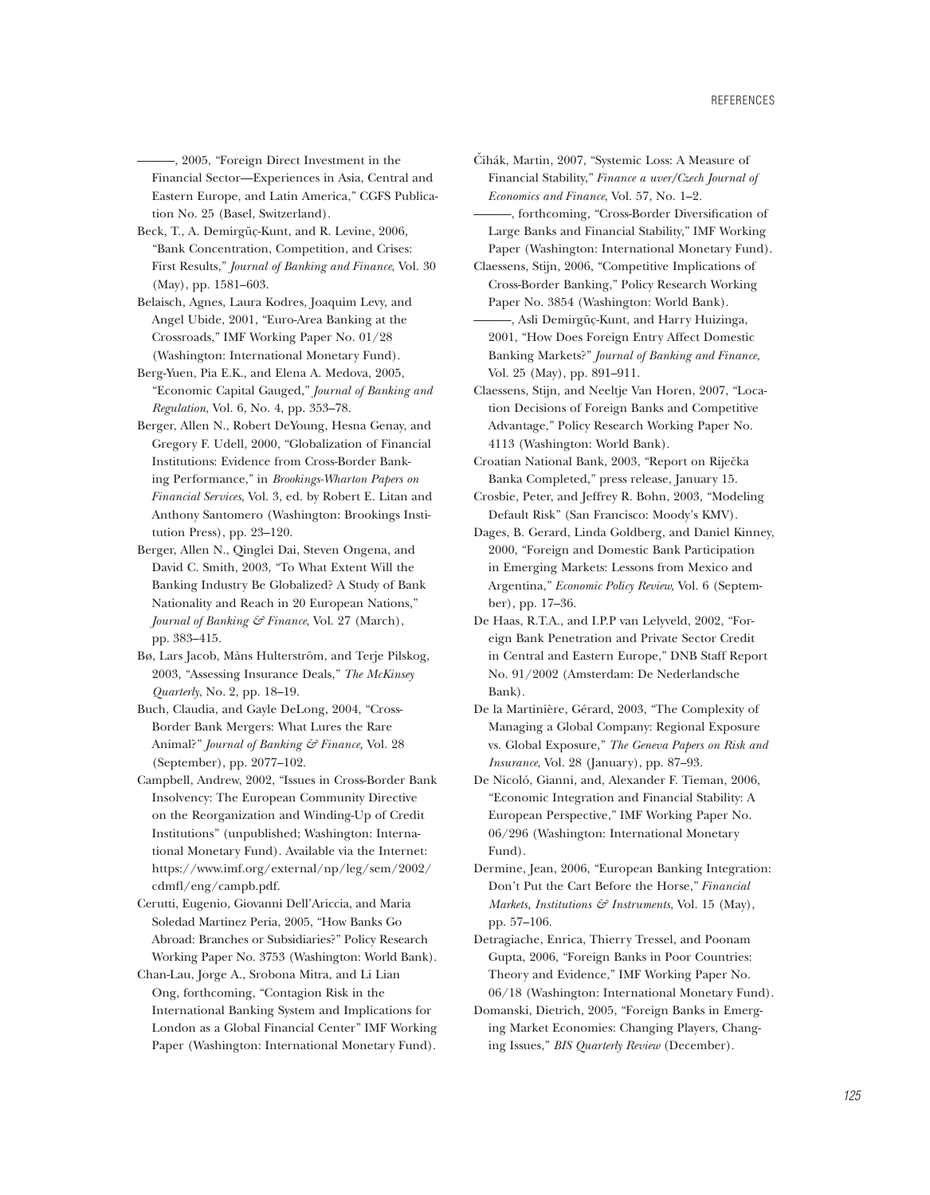———, 2005, "Foreign Direct Investment in the Financial Sector—Experiences in Asia, Central and Eastern Europe, and Latin America," CGFS Publication No. 25 (Basel, Switzerland).

Beck, T., A. Demirgüç-Kunt, and R. Levine, 2006, "Bank Concentration, Competition, and Crises: First Results," *Journal of Banking and Finance*, Vol. 30 (May), pp. 1581–603.

Belaisch, Agnes, Laura Kodres, Joaquim Levy, and Angel Ubide, 2001, "Euro-Area Banking at the Crossroads," IMF Working Paper No. 01/28 (Washington: International Monetary Fund).

Berg-Yuen, Pia E.K., and Elena A. Medova, 2005, "Economic Capital Gauged," *Journal of Banking and Regulation*, Vol. 6, No. 4, pp. 353–78.

Berger, Allen N., Robert DeYoung, Hesna Genay, and Gregory F. Udell, 2000, "Globalization of Financial Institutions: Evidence from Cross-Border Banking Performance," in *Brookings-Wharton Papers on Financial Services*, Vol. 3, ed. by Robert E. Litan and Anthony Santomero (Washington: Brookings Institution Press), pp. 23–120.

Berger, Allen N., Qinglei Dai, Steven Ongena, and David C. Smith, 2003, "To What Extent Will the Banking Industry Be Globalized? A Study of Bank Nationality and Reach in 20 European Nations," *Journal of Banking & Finance*, Vol. 27 (March), pp. 383–415.

Bø, Lars Jacob, Måns Hulterström, and Terje Pilskog, 2003, "Assessing Insurance Deals," *The McKinsey Quarterly*, No. 2, pp. 18–19.

Buch, Claudia, and Gayle DeLong, 2004, "Cross-Border Bank Mergers: What Lures the Rare Animal?" *Journal of Banking & Finance,* Vol. 28 (September), pp. 2077–102.

Campbell, Andrew, 2002, "Issues in Cross-Border Bank Insolvency: The European Community Directive on the Reorganization and Winding-Up of Credit Institutions" (unpublished; Washington: International Monetary Fund). Available via the Internet: https://www.imf.org/external/np/leg/sem/2002/cdmfl/eng/campb.pdf.

Cerutti, Eugenio, Giovanni Dell'Ariccia, and Maria Soledad Martinez Peria, 2005, "How Banks Go Abroad: Branches or Subsidiaries?" Policy Research Working Paper No. 3753 (Washington: World Bank).

Chan-Lau, Jorge A., Srobona Mitra, and Li Lian Ong, forthcoming, "Contagion Risk in the International Banking System and Implications for London as a Global Financial Center" IMF Working Paper (Washington: International Monetary Fund).

Čihák, Martin, 2007, "Systemic Loss: A Measure of Financial Stability," *Finance a uver/Czech Journal of Economics and Finance*, Vol. 57, No. 1–2.

———, forthcoming, "Cross-Border Diversification of Large Banks and Financial Stability," IMF Working Paper (Washington: International Monetary Fund).

Claessens, Stijn, 2006, "Competitive Implications of Cross-Border Banking," Policy Research Working Paper No. 3854 (Washington: World Bank).

———, Asli Demirgüç-Kunt, and Harry Huizinga, 2001, "How Does Foreign Entry Affect Domestic Banking Markets?" *Journal of Banking and Finance*, Vol. 25 (May), pp. 891–911.

Claessens, Stijn, and Neeltje Van Horen, 2007, "Location Decisions of Foreign Banks and Competitive Advantage," Policy Research Working Paper No. 4113 (Washington: World Bank).

Croatian National Bank, 2003, "Report on Riječka Banka Completed," press release, January 15.

Crosbie, Peter, and Jeffrey R. Bohn, 2003, "Modeling Default Risk" (San Francisco: Moody's KMV).

Dages, B. Gerard, Linda Goldberg, and Daniel Kinney, 2000, "Foreign and Domestic Bank Participation in Emerging Markets: Lessons from Mexico and Argentina," *Economic Policy Review,* Vol. 6 (September), pp. 17–36.

De Haas, R.T.A., and I.P.P van Lelyveld, 2002, "Foreign Bank Penetration and Private Sector Credit in Central and Eastern Europe," DNB Staff Report No. 91/2002 (Amsterdam: De Nederlandsche Bank).

De la Martinière, Gérard, 2003, "The Complexity of Managing a Global Company: Regional Exposure vs. Global Exposure," *The Geneva Papers on Risk and Insurance*, Vol. 28 (January), pp. 87–93.

De Nicoló, Gianni, and, Alexander F. Tieman, 2006, "Economic Integration and Financial Stability: A European Perspective," IMF Working Paper No. 06/296 (Washington: International Monetary Fund).

Dermine, Jean, 2006, "European Banking Integration: Don't Put the Cart Before the Horse," *Financial Markets, Institutions & Instruments*, Vol. 15 (May), pp. 57–106.

Detragiache, Enrica, Thierry Tressel, and Poonam Gupta, 2006, "Foreign Banks in Poor Countries: Theory and Evidence," IMF Working Paper No. 06/18 (Washington: International Monetary Fund).

Domanski, Dietrich, 2005, "Foreign Banks in Emerging Market Economies: Changing Players, Changing Issues," *BIS Quarterly Review* (December).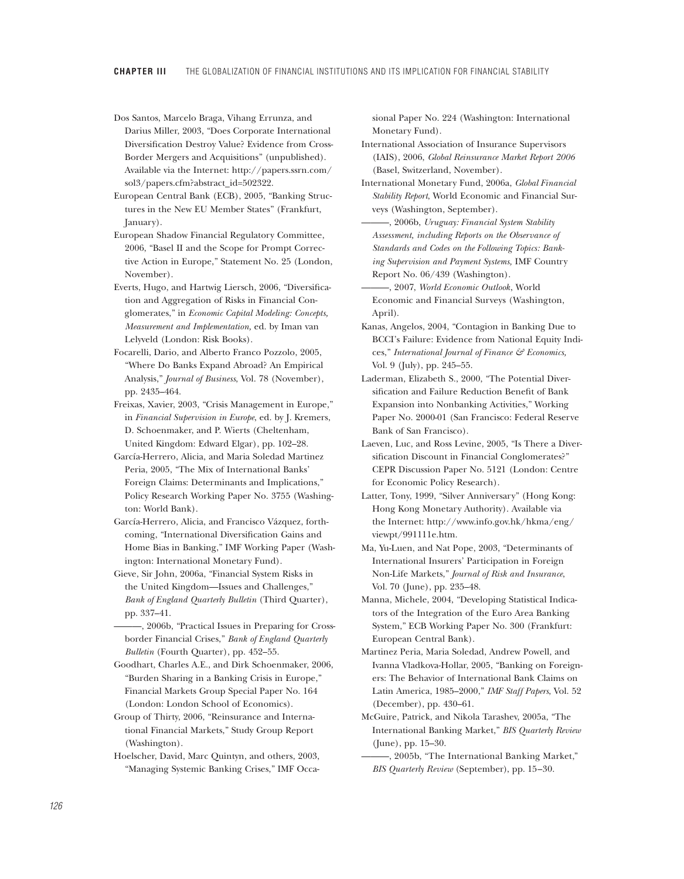Dos Santos, Marcelo Braga, Vihang Errunza, and Darius Miller, 2003, "Does Corporate International Diversification Destroy Value? Evidence from Cross-Border Mergers and Acquisitions" (unpublished). Available via the Internet: http://papers.ssrn.com/sol3/papers.cfm?abstract_id=502322.

European Central Bank (ECB), 2005, "Banking Structures in the New EU Member States" (Frankfurt, January).

European Shadow Financial Regulatory Committee, 2006, "Basel II and the Scope for Prompt Corrective Action in Europe," Statement No. 25 (London, November).

Everts, Hugo, and Hartwig Liersch, 2006, "Diversification and Aggregation of Risks in Financial Conglomerates," in *Economic Capital Modeling: Concepts, Measurement and Implementation,* ed. by Iman van Lelyveld (London: Risk Books).

Focarelli, Dario, and Alberto Franco Pozzolo, 2005, "Where Do Banks Expand Abroad? An Empirical Analysis," *Journal of Business*, Vol. 78 (November), pp. 2435–464.

Freixas, Xavier, 2003, "Crisis Management in Europe," in *Financial Supervision in Europe*, ed. by J. Kremers, D. Schoenmaker, and P. Wierts (Cheltenham, United Kingdom: Edward Elgar), pp. 102–28.

García-Herrero, Alicia, and Maria Soledad Martinez Peria, 2005, "The Mix of International Banks' Foreign Claims: Determinants and Implications," Policy Research Working Paper No. 3755 (Washington: World Bank).

García-Herrero, Alicia, and Francisco Vázquez, forthcoming, "International Diversification Gains and Home Bias in Banking," IMF Working Paper (Washington: International Monetary Fund).

Gieve, Sir John, 2006a, "Financial System Risks in the United Kingdom—Issues and Challenges," *Bank of England Quarterly Bulletin* (Third Quarter), pp. 337–41.

———, 2006b, "Practical Issues in Preparing for Cross-border Financial Crises," *Bank of England Quarterly Bulletin* (Fourth Quarter), pp. 452–55.

Goodhart, Charles A.E., and Dirk Schoenmaker, 2006, "Burden Sharing in a Banking Crisis in Europe," Financial Markets Group Special Paper No. 164 (London: London School of Economics).

Group of Thirty, 2006, "Reinsurance and International Financial Markets," Study Group Report (Washington).

Hoelscher, David, Marc Quintyn, and others, 2003, "Managing Systemic Banking Crises," IMF Occasional Paper No. 224 (Washington: International Monetary Fund).

International Association of Insurance Supervisors (IAIS), 2006, *Global Reinsurance Market Report 2006* (Basel, Switzerland, November).

International Monetary Fund, 2006a, *Global Financial Stability Report*, World Economic and Financial Surveys (Washington, September).

———, 2006b, *Uruguay: Financial System Stability Assessment, including Reports on the Observance of Standards and Codes on the Following Topics: Banking Supervision and Payment Systems,* IMF Country Report No. 06/439 (Washington).

———, 2007, *World Economic Outlook*, World Economic and Financial Surveys (Washington, April).

Kanas, Angelos, 2004, "Contagion in Banking Due to BCCI's Failure: Evidence from National Equity Indices," *International Journal of Finance & Economics,* Vol. 9 (July), pp. 245–55.

Laderman, Elizabeth S., 2000, "The Potential Diversification and Failure Reduction Benefit of Bank Expansion into Nonbanking Activities," Working Paper No. 2000-01 (San Francisco: Federal Reserve Bank of San Francisco).

Laeven, Luc, and Ross Levine, 2005, "Is There a Diversification Discount in Financial Conglomerates?" CEPR Discussion Paper No. 5121 (London: Centre for Economic Policy Research).

Latter, Tony, 1999, "Silver Anniversary" (Hong Kong: Hong Kong Monetary Authority). Available via the Internet: http://www.info.gov.hk/hkma/eng/viewpt/991111e.htm.

Ma, Yu-Luen, and Nat Pope, 2003, "Determinants of International Insurers' Participation in Foreign Non-Life Markets," *Journal of Risk and Insurance*, Vol. 70 (June), pp. 235–48.

Manna, Michele, 2004, "Developing Statistical Indicators of the Integration of the Euro Area Banking System," ECB Working Paper No. 300 (Frankfurt: European Central Bank).

Martinez Peria, Maria Soledad, Andrew Powell, and Ivanna Vladkova-Hollar, 2005, "Banking on Foreigners: The Behavior of International Bank Claims on Latin America, 1985–2000," *IMF Staff Papers*, Vol. 52 (December), pp. 430–61.

McGuire, Patrick, and Nikola Tarashev, 2005a, "The International Banking Market," *BIS Quarterly Review* (June), pp. 15–30.

———, 2005b, "The International Banking Market," *BIS Quarterly Review* (September), pp. 15–30.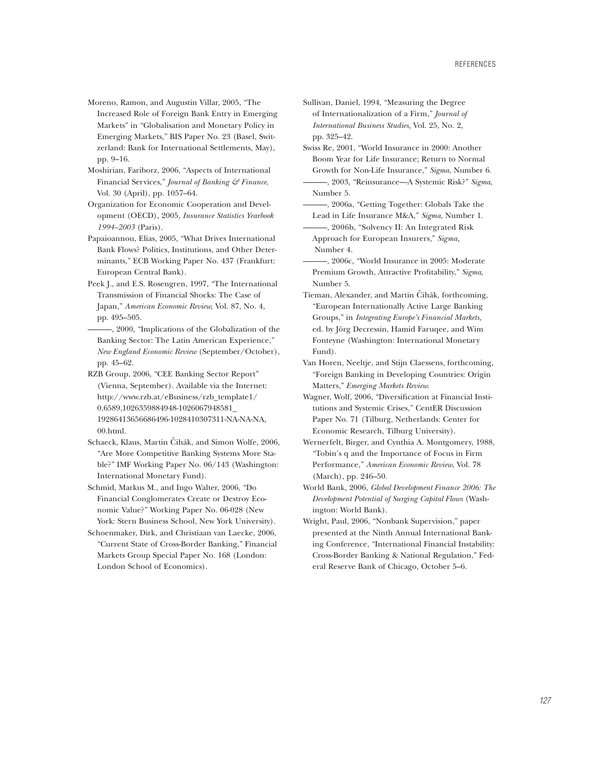Moreno, Ramon, and Augustin Villar, 2005, "The Increased Role of Foreign Bank Entry in Emerging Markets" in "Globalisation and Monetary Policy in Emerging Markets," BIS Paper No. 23 (Basel, Switzerland: Bank for International Settlements, May), pp. 9–16.

Moshirian, Fariborz, 2006, "Aspects of International Financial Services," *Journal of Banking & Finance*, Vol. 30 (April), pp. 1057–64.

Organization for Economic Cooperation and Development (OECD), 2005, *Insurance Statistics Yearbook 1994–2003* (Paris).

Papaioannou, Elias, 2005, "What Drives International Bank Flows? Politics, Institutions, and Other Determinants," ECB Working Paper No. 437 (Frankfurt: European Central Bank).

Peek J., and E.S. Rosengren, 1997, "The International Transmission of Financial Shocks: The Case of Japan," *American Economic Review,* Vol. 87, No. 4, pp. 495–505.

———, 2000, "Implications of the Globalization of the Banking Sector: The Latin American Experience," *New England Economic Review* (September/October), pp. 45–62.

RZB Group, 2006, "CEE Banking Sector Report" (Vienna, September). Available via the Internet: http://www.rzb.at/eBusiness/rzb_template1/0,6589,1026359884948-1026067948581_192864136566864 96-1028410307311-NA-NA-NA,00.html.

Schaeck, Klaus, Martin Čihák, and Simon Wolfe, 2006, "Are More Competitive Banking Systems More Stable?" IMF Working Paper No. 06/143 (Washington: International Monetary Fund).

Schmid, Markus M., and Ingo Walter, 2006, "Do Financial Conglomerates Create or Destroy Economic Value?" Working Paper No. 06-028 (New York: Stern Business School, New York University).

Schoenmaker, Dirk, and Christiaan van Laecke, 2006, "Current State of Cross-Border Banking," Financial Markets Group Special Paper No. 168 (London: London School of Economics).

Sullivan, Daniel, 1994, "Measuring the Degree of Internationalization of a Firm," *Journal of International Business Studies,* Vol. 25, No. 2, pp. 325–42.

Swiss Re, 2001, "World Insurance in 2000: Another Boom Year for Life Insurance; Return to Normal Growth for Non-Life Insurance," *Sigma*, Number 6.

———, 2003, "Reinsurance—A Systemic Risk?" *Sigma*, Number 5.

———, 2006a, "Getting Together: Globals Take the Lead in Life Insurance M&A," *Sigma*, Number 1.

———, 2006b, "Solvency II: An Integrated Risk Approach for European Insurers," *Sigma,* Number 4.

———, 2006c, "World Insurance in 2005: Moderate Premium Growth, Attractive Profitability," *Sigma*, Number 5.

Tieman, Alexander, and Martin Čihák, forthcoming, "European Internationally Active Large Banking Groups," in *Integrating Europe's Financial Markets,* ed. by Jörg Decressin, Hamid Faruqee, and Wim Fonteyne (Washington: International Monetary Fund).

Van Horen, Neeltje, and Stijn Claessens, forthcoming, "Foreign Banking in Developing Countries: Origin Matters," *Emerging Markets Review.*

Wagner, Wolf, 2006, "Diversification at Financial Institutions and Systemic Crises," CentER Discussion Paper No. 71 (Tilburg, Netherlands: Center for Economic Research, Tilburg University).

Wernerfelt, Birger, and Cynthia A. Montgomery, 1988, "Tobin's q and the Importance of Focus in Firm Performance," *American Economic Review*, Vol. 78 (March), pp. 246–50.

World Bank, 2006, *Global Development Finance 2006: The Development Potential of Surging Capital Flows* (Washington: World Bank).

Wright, Paul, 2006, "Nonbank Supervision," paper presented at the Ninth Annual International Banking Conference, "International Financial Instability: Cross-Border Banking & National Regulation," Federal Reserve Bank of Chicago, October 5–6.